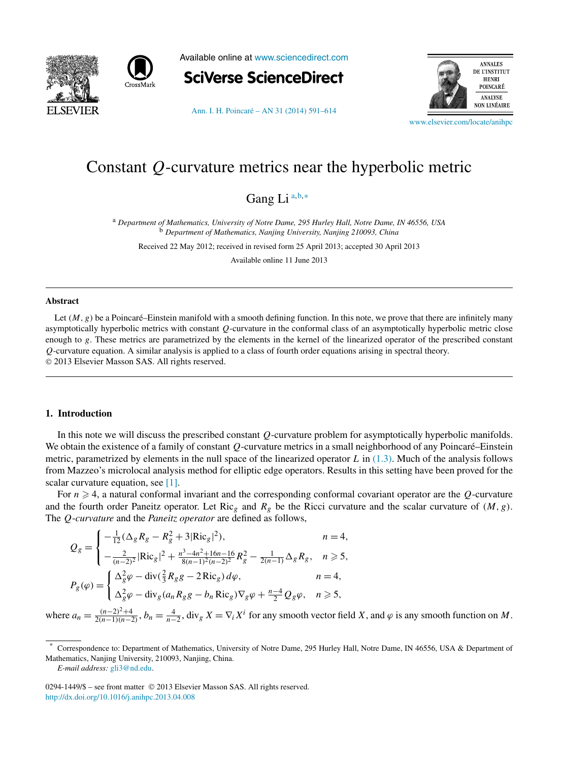# Constant $Q$-curvature metrics near the hyperbolic metric

Gang Li [a,b,*]

[a] *Department of Mathematics, University of Notre Dame, 295 Hurley Hall, Notre Dame, IN 46556, USA*
[b] *Department of Mathematics, Nanjing University, Nanjing 210093, China*

Received 22 May 2012; received in revised form 25 April 2013; accepted 30 April 2013

Available online 11 June 2013

## Abstract

Let $(M, g)$ be a Poincaré–Einstein manifold with a smooth defining function. In this note, we prove that there are infinitely many asymptotically hyperbolic metrics with constant $Q$-curvature in the conformal class of an asymptotically hyperbolic metric close enough to $g$. These metrics are parametrized by the elements in the kernel of the linearized operator of the prescribed constant $Q$-curvature equation. A similar analysis is applied to a class of fourth order equations arising in spectral theory.
© 2013 Elsevier Masson SAS. All rights reserved.

## 1. Introduction

In this note we will discuss the prescribed constant $Q$-curvature problem for asymptotically hyperbolic manifolds. We obtain the existence of a family of constant $Q$-curvature metrics in a small neighborhood of any Poincaré–Einstein metric, parametrized by elements in the null space of the linearized operator $L$ in (1.3). Much of the analysis follows from Mazzeo's microlocal analysis method for elliptic edge operators. Results in this setting have been proved for the scalar curvature equation, see [1].

For $n \geqslant 4$, a natural conformal invariant and the corresponding conformal covariant operator are the $Q$-curvature and the fourth order Paneitz operator. Let $\mathrm{Ric}_g$ and $R_g$ be the Ricci curvature and the scalar curvature of $(M, g)$. The *$Q$-curvature* and the *Paneitz operator* are defined as follows,

$$
Q_g = \begin{cases} -\frac{1}{12}(\Delta_g R_g - R_g^2 + 3|\mathrm{Ric}_g|^2), & n = 4, \\ -\frac{2}{(n-2)^2}|\mathrm{Ric}_g|^2 + \frac{n^3-4n^2+16n-16}{8(n-1)^2(n-2)^2}R_g^2 - \frac{1}{2(n-1)}\Delta_g R_g, & n \geqslant 5, \end{cases}
$$

$$
P_g(\varphi) = \begin{cases} \Delta_g^2\varphi - \mathrm{div}(\frac{2}{3}R_g g - 2\,\mathrm{Ric}_g)\,d\varphi, & n = 4, \\ \Delta_g^2\varphi - \mathrm{div}_g(a_n R_g g - b_n \mathrm{Ric}_g)\nabla_g\varphi + \frac{n-4}{2}Q_g\varphi, & n \geqslant 5, \end{cases}
$$

where $a_n = \frac{(n-2)^2+4}{2(n-1)(n-2)}$, $b_n = \frac{4}{n-2}$, $\mathrm{div}_g\, X = \nabla_i X^i$ for any smooth vector field $X$, and $\varphi$ is any smooth function on $M$.

---

\* Correspondence to: Department of Mathematics, University of Notre Dame, 295 Hurley Hall, Notre Dame, IN 46556, USA & Department of Mathematics, Nanjing University, 210093, Nanjing, China.
*E-mail address:* gli3@nd.edu.

0294-1449/$ – see front matter © 2013 Elsevier Masson SAS. All rights reserved.
http://dx.doi.org/10.1016/j.anihpc.2013.04.008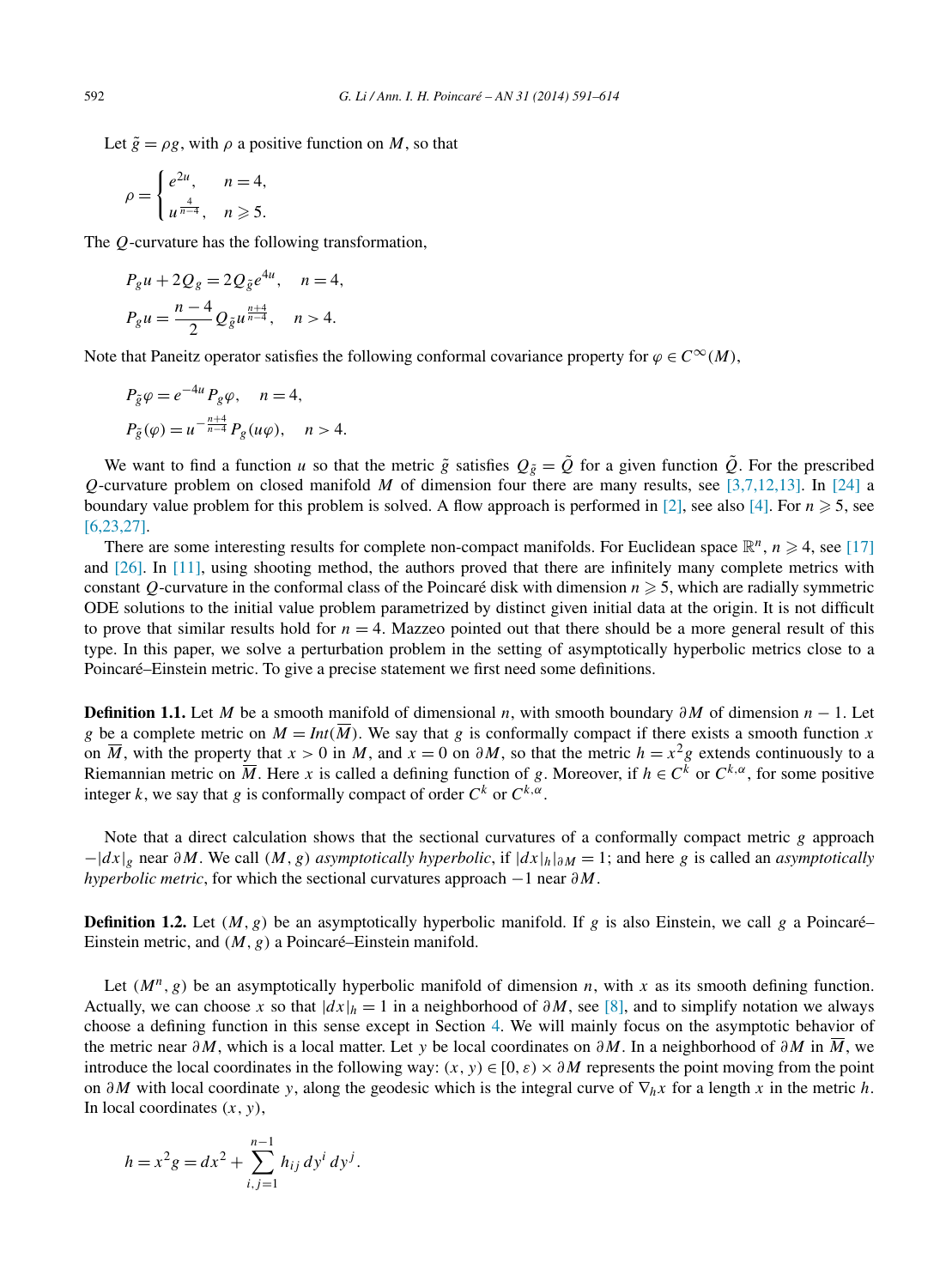Let $\tilde{g} = \rho g$, with $\rho$ a positive function on $M$, so that

$$\rho = \begin{cases} e^{2u}, & n = 4, \\ u^{\frac{4}{n-4}}, & n \geqslant 5. \end{cases}$$

The $Q$-curvature has the following transformation,

$$P_g u + 2Q_g = 2Q_{\tilde{g}} e^{4u}, \quad n = 4,$$

$$P_g u = \frac{n-4}{2} Q_{\tilde{g}} u^{\frac{n+4}{n-4}}, \quad n > 4.$$

Note that Paneitz operator satisfies the following conformal covariance property for $\varphi \in C^\infty(M)$,

$$P_{\tilde{g}} \varphi = e^{-4u} P_g \varphi, \quad n = 4,$$

$$P_{\tilde{g}}(\varphi) = u^{-\frac{n+4}{n-4}} P_g(u\varphi), \quad n > 4.$$

We want to find a function $u$ so that the metric $\tilde{g}$ satisfies $Q_{\tilde{g}} = \tilde{Q}$ for a given function $\tilde{Q}$. For the prescribed $Q$-curvature problem on closed manifold $M$ of dimension four there are many results, see [3,7,12,13]. In [24] a boundary value problem for this problem is solved. A flow approach is performed in [2], see also [4]. For $n \geqslant 5$, see [6,23,27].

There are some interesting results for complete non-compact manifolds. For Euclidean space $\mathbb{R}^n$, $n \geqslant 4$, see [17] and [26]. In [11], using shooting method, the authors proved that there are infinitely many complete metrics with constant $Q$-curvature in the conformal class of the Poincaré disk with dimension $n \geqslant 5$, which are radially symmetric ODE solutions to the initial value problem parametrized by distinct given initial data at the origin. It is not difficult to prove that similar results hold for $n = 4$. Mazzeo pointed out that there should be a more general result of this type. In this paper, we solve a perturbation problem in the setting of asymptotically hyperbolic metrics close to a Poincaré–Einstein metric. To give a precise statement we first need some definitions.

**Definition 1.1.** Let $M$ be a smooth manifold of dimensional $n$, with smooth boundary $\partial M$ of dimension $n-1$. Let $g$ be a complete metric on $M = Int(\overline{M})$. We say that $g$ is conformally compact if there exists a smooth function $x$ on $\overline{M}$, with the property that $x > 0$ in $M$, and $x = 0$ on $\partial M$, so that the metric $h = x^2 g$ extends continuously to a Riemannian metric on $\overline{M}$. Here $x$ is called a defining function of $g$. Moreover, if $h \in C^k$ or $C^{k,\alpha}$, for some positive integer $k$, we say that $g$ is conformally compact of order $C^k$ or $C^{k,\alpha}$.

Note that a direct calculation shows that the sectional curvatures of a conformally compact metric $g$ approach $-|dx|_g$ near $\partial M$. We call $(M, g)$ *asymptotically hyperbolic*, if $|dx|_h|_{\partial M} = 1$; and here $g$ is called an *asymptotically hyperbolic metric*, for which the sectional curvatures approach $-1$ near $\partial M$.

**Definition 1.2.** Let $(M, g)$ be an asymptotically hyperbolic manifold. If $g$ is also Einstein, we call $g$ a Poincaré–Einstein metric, and $(M, g)$ a Poincaré–Einstein manifold.

Let $(M^n, g)$ be an asymptotically hyperbolic manifold of dimension $n$, with $x$ as its smooth defining function. Actually, we can choose $x$ so that $|dx|_h = 1$ in a neighborhood of $\partial M$, see [8], and to simplify notation we always choose a defining function in this sense except in Section 4. We will mainly focus on the asymptotic behavior of the metric near $\partial M$, which is a local matter. Let $y$ be local coordinates on $\partial M$. In a neighborhood of $\partial M$ in $\overline{M}$, we introduce the local coordinates in the following way: $(x, y) \in [0, \varepsilon) \times \partial M$ represents the point moving from the point on $\partial M$ with local coordinate $y$, along the geodesic which is the integral curve of $\nabla_h x$ for a length $x$ in the metric $h$. In local coordinates $(x, y)$,

$$h = x^2 g = dx^2 + \sum_{i,j=1}^{n-1} h_{ij}\, dy^i\, dy^j.$$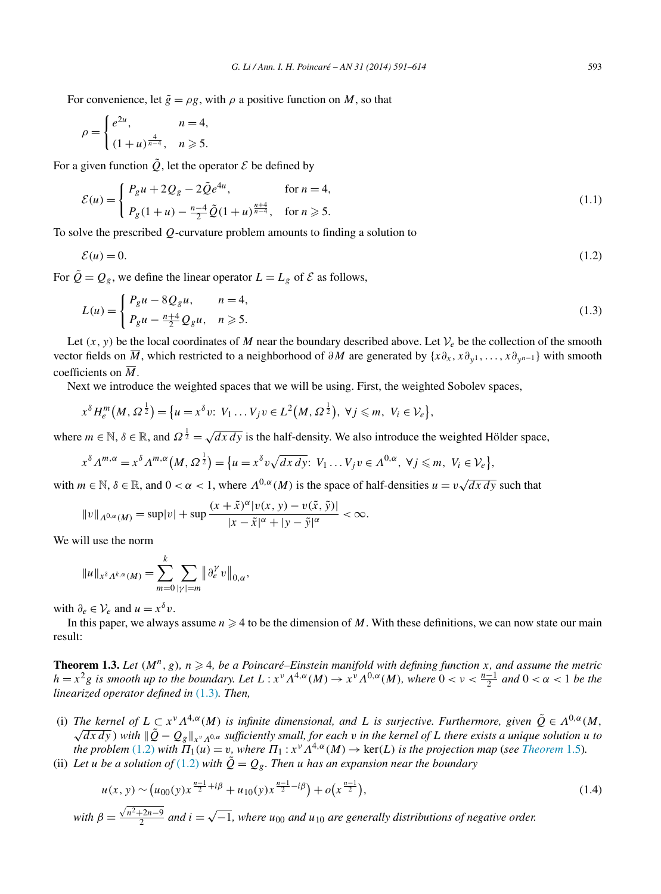For convenience, let $\tilde{g} = \rho g$, with $\rho$ a positive function on $M$, so that

$$\rho = \begin{cases} e^{2u}, & n = 4, \\ (1+u)^{\frac{4}{n-4}}, & n \geqslant 5. \end{cases}$$

For a given function $\tilde{Q}$, let the operator $\mathcal{E}$ be defined by

$$\mathcal{E}(u) = \begin{cases} P_g u + 2Q_g - 2\tilde{Q} e^{4u}, & \text{for } n = 4, \\ P_g(1+u) - \frac{n-4}{2}\tilde{Q}(1+u)^{\frac{n+4}{n-4}}, & \text{for } n \geqslant 5. \end{cases} \tag{1.1}$$

To solve the prescribed $Q$-curvature problem amounts to finding a solution to

$$\mathcal{E}(u) = 0. \tag{1.2}$$

For $\tilde{Q} = Q_g$, we define the linear operator $L = L_g$ of $\mathcal{E}$ as follows,

$$L(u) = \begin{cases} P_g u - 8Q_g u, & n = 4, \\ P_g u - \frac{n+4}{2} Q_g u, & n \geqslant 5. \end{cases} \tag{1.3}$$

Let $(x, y)$ be the local coordinates of $M$ near the boundary described above. Let $\mathcal{V}_e$ be the collection of the smooth vector fields on $\overline{M}$, which restricted to a neighborhood of $\partial M$ are generated by $\{x\partial_x, x\partial_{y^1}, \ldots, x\partial_{y^{n-1}}\}$ with smooth coefficients on $\overline{M}$.

Next we introduce the weighted spaces that we will be using. First, the weighted Sobolev spaces,

$$x^\delta H_e^m\big(M, \Omega^{\frac{1}{2}}\big) = \big\{u = x^\delta v\colon\ V_1 \ldots V_j v \in L^2\big(M, \Omega^{\frac{1}{2}}\big),\ \forall j \leqslant m,\ V_i \in \mathcal{V}_e\big\},$$

where $m \in \mathbb{N}$, $\delta \in \mathbb{R}$, and $\Omega^{\frac{1}{2}} = \sqrt{dx\,dy}$ is the half-density. We also introduce the weighted Hölder space,

$$x^\delta \Lambda^{m,\alpha} = x^\delta \Lambda^{m,\alpha}\big(M, \Omega^{\frac{1}{2}}\big) = \big\{u = x^\delta v\sqrt{dx\,dy}\colon\ V_1 \ldots V_j v \in \Lambda^{0,\alpha},\ \forall j \leqslant m,\ V_i \in \mathcal{V}_e\big\},$$

with $m \in \mathbb{N}$, $\delta \in \mathbb{R}$, and $0 < \alpha < 1$, where $\Lambda^{0,\alpha}(M)$ is the space of half-densities $u = v\sqrt{dx\,dy}$ such that

$$\|v\|_{\Lambda^{0,\alpha}(M)} = \sup|v| + \sup \frac{(x+\tilde{x})^\alpha |v(x,y) - v(\tilde{x},\tilde{y})|}{|x-\tilde{x}|^\alpha + |y-\tilde{y}|^\alpha} < \infty.$$

We will use the norm

$$\|u\|_{x^\delta \Lambda^{k,\alpha}(M)} = \sum_{m=0}^{k} \sum_{|\gamma|=m} \big\|\partial_e^\gamma v\big\|_{0,\alpha},$$

with $\partial_e \in \mathcal{V}_e$ and $u = x^\delta v$.

In this paper, we always assume $n \geqslant 4$ to be the dimension of $M$. With these definitions, we can now state our main result:

**Theorem 1.3.** *Let $(M^n, g)$, $n \geqslant 4$, be a Poincaré–Einstein manifold with defining function $x$, and assume the metric $h = x^2 g$ is smooth up to the boundary. Let $L: x^\nu \Lambda^{4,\alpha}(M) \to x^\nu \Lambda^{0,\alpha}(M)$, where $0 < \nu < \frac{n-1}{2}$ and $0 < \alpha < 1$ be the linearized operator defined in (1.3). Then,*

(i) *The kernel of $L \subset x^\nu \Lambda^{4,\alpha}(M)$ is infinite dimensional, and $L$ is surjective. Furthermore, given $\tilde{Q} \in \Lambda^{0,\alpha}(M, \sqrt{dx\,dy})$ with $\|\tilde{Q} - Q_g\|_{x^\nu \Lambda^{0,\alpha}}$ sufficiently small, for each $v$ in the kernel of $L$ there exists a unique solution $u$ to the problem (1.2) with $\Pi_1(u) = v$, where $\Pi_1 : x^\nu \Lambda^{4,\alpha}(M) \to \ker(L)$ is the projection map (see Theorem 1.5).*

(ii) *Let $u$ be a solution of (1.2) with $\tilde{Q} = Q_g$. Then $u$ has an expansion near the boundary*

$$u(x,y) \sim \big(u_{00}(y) x^{\frac{n-1}{2} + i\beta} + u_{10}(y) x^{\frac{n-1}{2} - i\beta}\big) + o\big(x^{\frac{n-1}{2}}\big), \tag{1.4}$$

*with $\beta = \frac{\sqrt{n^2+2n-9}}{2}$ and $i = \sqrt{-1}$, where $u_{00}$ and $u_{10}$ are generally distributions of negative order.*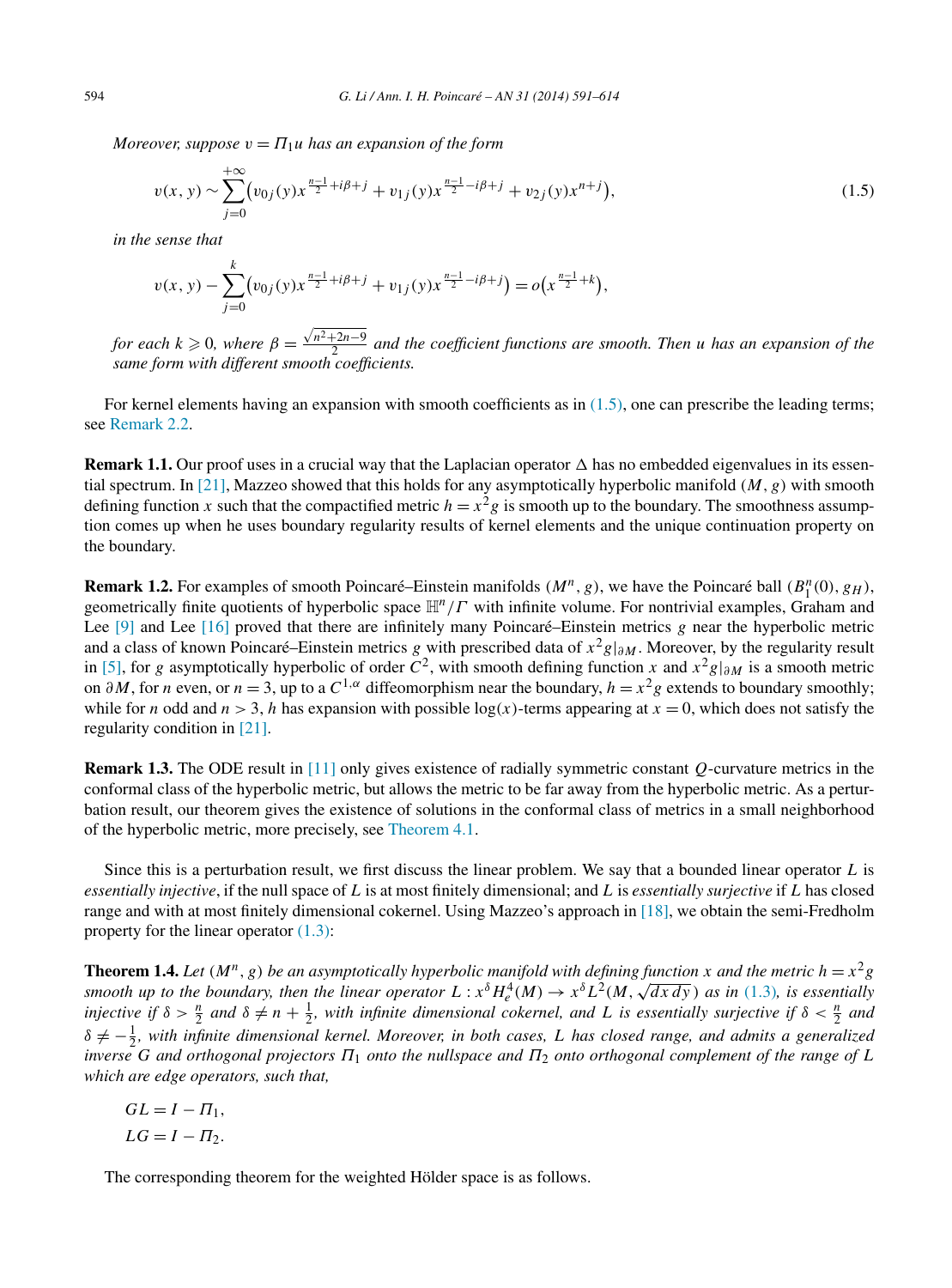*Moreover, suppose $v = \Pi_1 u$ has an expansion of the form*

$$v(x, y) \sim \sum_{j=0}^{+\infty} \big(v_{0j}(y) x^{\frac{n-1}{2}+i\beta+j} + v_{1j}(y) x^{\frac{n-1}{2}-i\beta+j} + v_{2j}(y) x^{n+j}\big), \tag{1.5}$$

*in the sense that*

$$v(x, y) - \sum_{j=0}^{k} \big(v_{0j}(y) x^{\frac{n-1}{2}+i\beta+j} + v_{1j}(y) x^{\frac{n-1}{2}-i\beta+j}\big) = o\big(x^{\frac{n-1}{2}+k}\big),$$

*for each $k \geqslant 0$, where $\beta = \frac{\sqrt{n^2+2n-9}}{2}$ and the coefficient functions are smooth. Then $u$ has an expansion of the same form with different smooth coefficients.*

For kernel elements having an expansion with smooth coefficients as in (1.5), one can prescribe the leading terms; see Remark 2.2.

**Remark 1.1.** Our proof uses in a crucial way that the Laplacian operator $\Delta$ has no embedded eigenvalues in its essential spectrum. In [21], Mazzeo showed that this holds for any asymptotically hyperbolic manifold $(M, g)$ with smooth defining function $x$ such that the compactified metric $h = x^2 g$ is smooth up to the boundary. The smoothness assumption comes up when he uses boundary regularity results of kernel elements and the unique continuation property on the boundary.

**Remark 1.2.** For examples of smooth Poincaré–Einstein manifolds $(M^n, g)$, we have the Poincaré ball $(B_1^n(0), g_H)$, geometrically finite quotients of hyperbolic space $\mathbb{H}^n/\Gamma$ with infinite volume. For nontrivial examples, Graham and Lee [9] and Lee [16] proved that there are infinitely many Poincaré–Einstein metrics $g$ near the hyperbolic metric and a class of known Poincaré–Einstein metrics $g$ with prescribed data of $x^2 g|_{\partial M}$. Moreover, by the regularity result in [5], for $g$ asymptotically hyperbolic of order $C^2$, with smooth defining function $x$ and $x^2 g|_{\partial M}$ is a smooth metric on $\partial M$, for $n$ even, or $n = 3$, up to a $C^{1,\alpha}$ diffeomorphism near the boundary, $h = x^2 g$ extends to boundary smoothly; while for $n$ odd and $n > 3$, $h$ has expansion with possible $\log(x)$-terms appearing at $x = 0$, which does not satisfy the regularity condition in [21].

**Remark 1.3.** The ODE result in [11] only gives existence of radially symmetric constant $Q$-curvature metrics in the conformal class of the hyperbolic metric, but allows the metric to be far away from the hyperbolic metric. As a perturbation result, our theorem gives the existence of solutions in the conformal class of metrics in a small neighborhood of the hyperbolic metric, more precisely, see Theorem 4.1.

Since this is a perturbation result, we first discuss the linear problem. We say that a bounded linear operator $L$ is *essentially injective*, if the null space of $L$ is at most finitely dimensional; and $L$ is *essentially surjective* if $L$ has closed range and with at most finitely dimensional cokernel. Using Mazzeo's approach in [18], we obtain the semi-Fredholm property for the linear operator (1.3):

**Theorem 1.4.** *Let $(M^n, g)$ be an asymptotically hyperbolic manifold with defining function $x$ and the metric $h = x^2 g$ smooth up to the boundary, then the linear operator $L : x^\delta H_e^4(M) \to x^\delta L^2(M, \sqrt{dx\,dy})$ as in (1.3), is essentially injective if $\delta > \frac{n}{2}$ and $\delta \neq n + \frac{1}{2}$, with infinite dimensional cokernel, and $L$ is essentially surjective if $\delta < \frac{n}{2}$ and $\delta \neq -\frac{1}{2}$, with infinite dimensional kernel. Moreover, in both cases, $L$ has closed range, and admits a generalized inverse $G$ and orthogonal projectors $\Pi_1$ onto the nullspace and $\Pi_2$ onto orthogonal complement of the range of $L$ which are edge operators, such that,*

$$GL = I - \Pi_1,$$
$$LG = I - \Pi_2.$$

The corresponding theorem for the weighted Hölder space is as follows.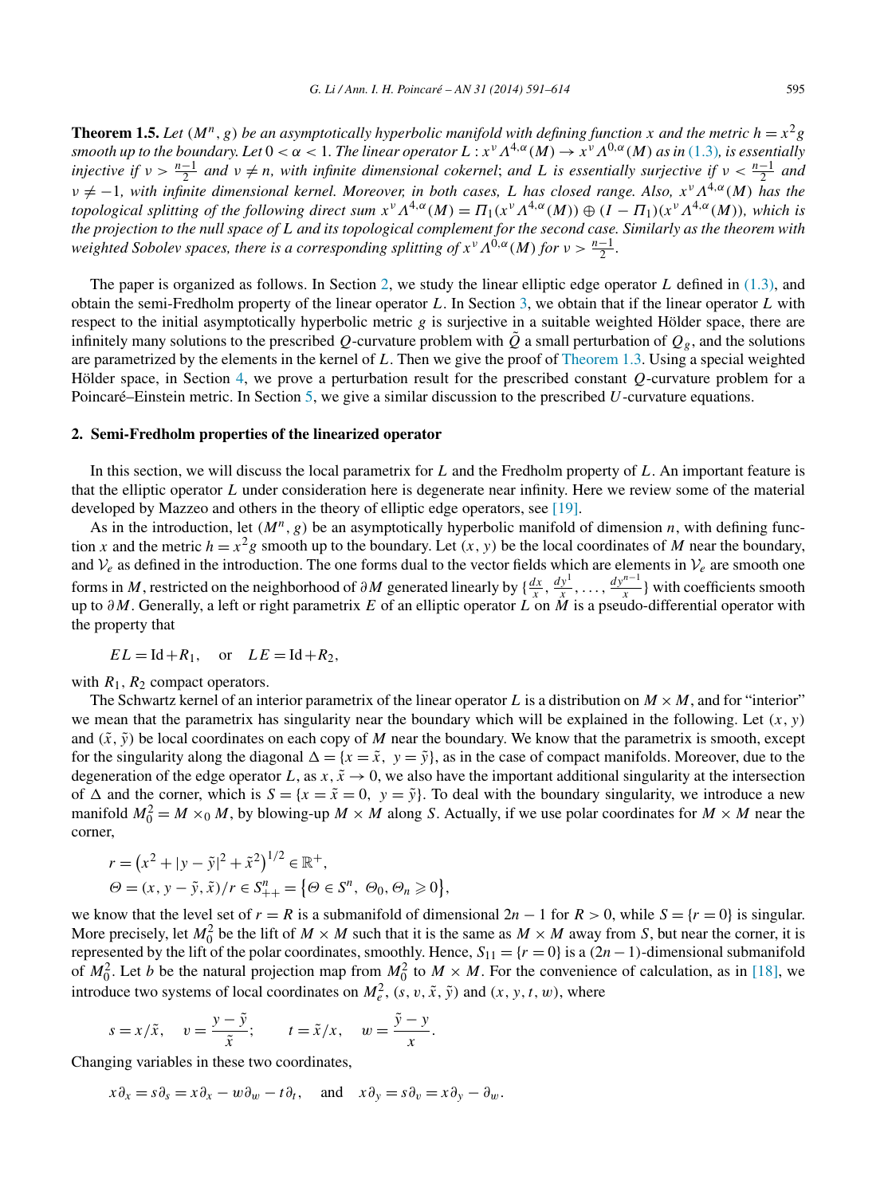**Theorem 1.5.** *Let $(M^n, g)$ be an asymptotically hyperbolic manifold with defining function $x$ and the metric $h = x^2 g$ smooth up to the boundary. Let $0 < \alpha < 1$. The linear operator $L : x^\nu \Lambda^{4,\alpha}(M) \to x^\nu \Lambda^{0,\alpha}(M)$ as in (1.3), is essentially injective if $\nu > \frac{n-1}{2}$ and $\nu \neq n$, with infinite dimensional cokernel; and $L$ is essentially surjective if $\nu < \frac{n-1}{2}$ and $\nu \neq -1$, with infinite dimensional kernel. Moreover, in both cases, $L$ has closed range. Also, $x^\nu \Lambda^{4,\alpha}(M)$ has the topological splitting of the following direct sum $x^\nu \Lambda^{4,\alpha}(M) = \Pi_1(x^\nu \Lambda^{4,\alpha}(M)) \oplus (I - \Pi_1)(x^\nu \Lambda^{4,\alpha}(M))$, which is the projection to the null space of $L$ and its topological complement for the second case. Similarly as the theorem with weighted Sobolev spaces, there is a corresponding splitting of $x^\nu \Lambda^{0,\alpha}(M)$ for $\nu > \frac{n-1}{2}$.*

The paper is organized as follows. In Section 2, we study the linear elliptic edge operator $L$ defined in (1.3), and obtain the semi-Fredholm property of the linear operator $L$. In Section 3, we obtain that if the linear operator $L$ with respect to the initial asymptotically hyperbolic metric $g$ is surjective in a suitable weighted Hölder space, there are infinitely many solutions to the prescribed $Q$-curvature problem with $\tilde{Q}$ a small perturbation of $Q_g$, and the solutions are parametrized by the elements in the kernel of $L$. Then we give the proof of Theorem 1.3. Using a special weighted Hölder space, in Section 4, we prove a perturbation result for the prescribed constant $Q$-curvature problem for a Poincaré–Einstein metric. In Section 5, we give a similar discussion to the prescribed $U$-curvature equations.

## 2. Semi-Fredholm properties of the linearized operator

In this section, we will discuss the local parametrix for $L$ and the Fredholm property of $L$. An important feature is that the elliptic operator $L$ under consideration here is degenerate near infinity. Here we review some of the material developed by Mazzeo and others in the theory of elliptic edge operators, see [19].

As in the introduction, let $(M^n, g)$ be an asymptotically hyperbolic manifold of dimension $n$, with defining function $x$ and the metric $h = x^2 g$ smooth up to the boundary. Let $(x, y)$ be the local coordinates of $M$ near the boundary, and $\mathcal{V}_e$ as defined in the introduction. The one forms dual to the vector fields which are elements in $\mathcal{V}_e$ are smooth one forms in $M$, restricted on the neighborhood of $\partial M$ generated linearly by $\{\frac{dx}{x}, \frac{dy^1}{x}, \ldots, \frac{dy^{n-1}}{x}\}$ with coefficients smooth up to $\partial M$. Generally, a left or right parametrix $E$ of an elliptic operator $L$ on $M$ is a pseudo-differential operator with the property that

$$EL = \mathrm{Id} + R_1, \quad \text{or} \quad LE = \mathrm{Id} + R_2,$$

with $R_1$, $R_2$ compact operators.

The Schwartz kernel of an interior parametrix of the linear operator $L$ is a distribution on $M \times M$, and for "interior" we mean that the parametrix has singularity near the boundary which will be explained in the following. Let $(x, y)$ and $(\tilde{x}, \tilde{y})$ be local coordinates on each copy of $M$ near the boundary. We know that the parametrix is smooth, except for the singularity along the diagonal $\Delta = \{x = \tilde{x},\ y = \tilde{y}\}$, as in the case of compact manifolds. Moreover, due to the degeneration of the edge operator $L$, as $x, \tilde{x} \to 0$, we also have the important additional singularity at the intersection of $\Delta$ and the corner, which is $S = \{x = \tilde{x} = 0,\ y = \tilde{y}\}$. To deal with the boundary singularity, we introduce a new manifold $M_0^2 = M \times_0 M$, by blowing-up $M \times M$ along $S$. Actually, if we use polar coordinates for $M \times M$ near the corner,

$$r = \left(x^2 + |y - \tilde{y}|^2 + \tilde{x}^2\right)^{1/2} \in \mathbb{R}^+,$$
$$\Theta = (x, y - \tilde{y}, \tilde{x})/r \in S^n_{++} = \left\{\Theta \in S^n,\ \Theta_0, \Theta_n \geqslant 0\right\},$$

we know that the level set of $r = R$ is a submanifold of dimensional $2n - 1$ for $R > 0$, while $S = \{r = 0\}$ is singular. More precisely, let $M_0^2$ be the lift of $M \times M$ such that it is the same as $M \times M$ away from $S$, but near the corner, it is represented by the lift of the polar coordinates, smoothly. Hence, $S_{11} = \{r = 0\}$ is a $(2n-1)$-dimensional submanifold of $M_0^2$. Let $b$ be the natural projection map from $M_0^2$ to $M \times M$. For the convenience of calculation, as in [18], we introduce two systems of local coordinates on $M_e^2$, $(s, v, \tilde{x}, \tilde{y})$ and $(x, y, t, w)$, where

$$s = x/\tilde{x}, \quad v = \frac{y - \tilde{y}}{\tilde{x}}; \qquad t = \tilde{x}/x, \quad w = \frac{\tilde{y} - y}{x}.$$

Changing variables in these two coordinates,

$$x\partial_x = s\partial_s = x\partial_x - w\partial_w - t\partial_t, \quad \text{and} \quad x\partial_y = s\partial_v = x\partial_y - \partial_w.$$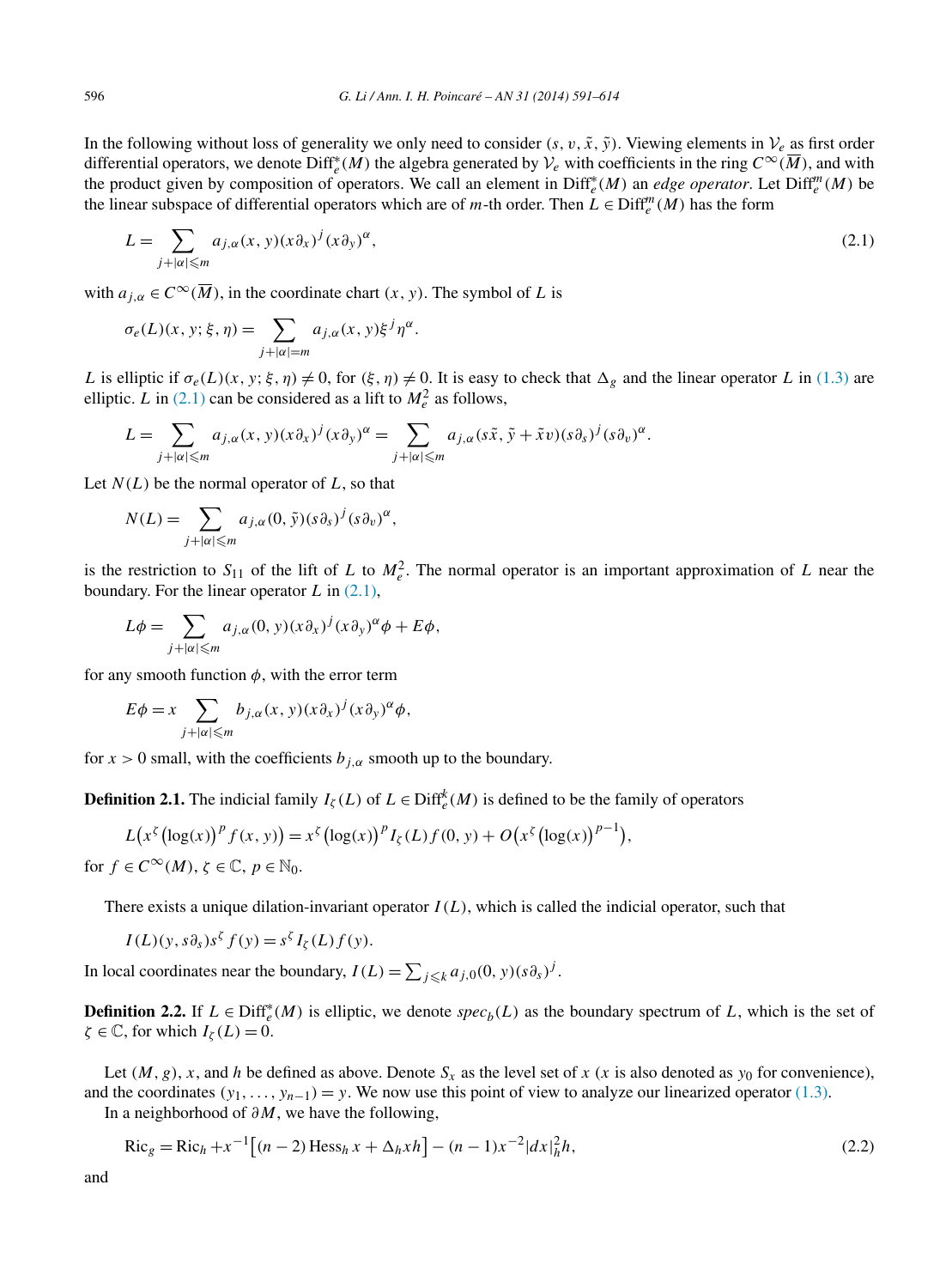In the following without loss of generality we only need to consider $(s, v, \tilde{x}, \tilde{y})$. Viewing elements in $\mathcal{V}_e$ as first order differential operators, we denote $\mathrm{Diff}_e^*(M)$ the algebra generated by $\mathcal{V}_e$ with coefficients in the ring $C^\infty(\overline{M})$, and with the product given by composition of operators. We call an element in $\mathrm{Diff}_e^*(M)$ an *edge operator*. Let $\mathrm{Diff}_e^m(M)$ be the linear subspace of differential operators which are of $m$-th order. Then $L \in \mathrm{Diff}_e^m(M)$ has the form

$$L = \sum_{j+|\alpha| \leqslant m} a_{j,\alpha}(x, y)(x\partial_x)^j (x\partial_y)^\alpha, \tag{2.1}$$

with $a_{j,\alpha} \in C^\infty(\overline{M})$, in the coordinate chart $(x, y)$. The symbol of $L$ is

$$\sigma_e(L)(x, y; \xi, \eta) = \sum_{j+|\alpha|=m} a_{j,\alpha}(x, y)\xi^j \eta^\alpha.$$

$L$ is elliptic if $\sigma_e(L)(x, y; \xi, \eta) \neq 0$, for $(\xi, \eta) \neq 0$. It is easy to check that $\Delta_g$ and the linear operator $L$ in (1.3) are elliptic. $L$ in (2.1) can be considered as a lift to $M_e^2$ as follows,

$$L = \sum_{j+|\alpha| \leqslant m} a_{j,\alpha}(x, y)(x\partial_x)^j (x\partial_y)^\alpha = \sum_{j+|\alpha| \leqslant m} a_{j,\alpha}(s\tilde{x}, \tilde{y} + \tilde{x}v)(s\partial_s)^j (s\partial_v)^\alpha.$$

Let $N(L)$ be the normal operator of $L$, so that

$$N(L) = \sum_{j+|\alpha| \leqslant m} a_{j,\alpha}(0, \tilde{y})(s\partial_s)^j (s\partial_v)^\alpha,$$

is the restriction to $S_{11}$ of the lift of $L$ to $M_e^2$. The normal operator is an important approximation of $L$ near the boundary. For the linear operator $L$ in (2.1),

$$L\phi = \sum_{j+|\alpha| \leqslant m} a_{j,\alpha}(0, y)(x\partial_x)^j (x\partial_y)^\alpha \phi + E\phi,$$

for any smooth function $\phi$, with the error term

$$E\phi = x \sum_{j+|\alpha| \leqslant m} b_{j,\alpha}(x, y)(x\partial_x)^j (x\partial_y)^\alpha \phi,$$

for $x > 0$ small, with the coefficients $b_{j,\alpha}$ smooth up to the boundary.

**Definition 2.1.** The indicial family $I_\zeta(L)$ of $L \in \mathrm{Diff}_e^k(M)$ is defined to be the family of operators

$$L\big(x^\zeta \big(\log(x)\big)^p f(x, y)\big) = x^\zeta \big(\log(x)\big)^p I_\zeta(L) f(0, y) + O\big(x^\zeta \big(\log(x)\big)^{p-1}\big),$$

for $f \in C^\infty(M)$, $\zeta \in \mathbb{C}$, $p \in \mathbb{N}_0$.

There exists a unique dilation-invariant operator $I(L)$, which is called the indicial operator, such that

$$I(L)(y, s\partial_s)s^\zeta f(y) = s^\zeta I_\zeta(L) f(y).$$

In local coordinates near the boundary, $I(L) = \sum_{j \leqslant k} a_{j,0}(0, y)(s\partial_s)^j$.

**Definition 2.2.** If $L \in \mathrm{Diff}_e^*(M)$ is elliptic, we denote $spec_b(L)$ as the boundary spectrum of $L$, which is the set of $\zeta \in \mathbb{C}$, for which $I_\zeta(L) = 0$.

Let $(M, g)$, $x$, and $h$ be defined as above. Denote $S_x$ as the level set of $x$ ($x$ is also denoted as $y_0$ for convenience), and the coordinates $(y_1, \dots, y_{n-1}) = y$. We now use this point of view to analyze our linearized operator (1.3).

In a neighborhood of $\partial M$, we have the following,

$$\mathrm{Ric}_g = \mathrm{Ric}_h + x^{-1}\big[(n-2)\,\mathrm{Hess}_h\, x + \Delta_h x h\big] - (n-1)x^{-2}|dx|_h^2 h, \tag{2.2}$$

and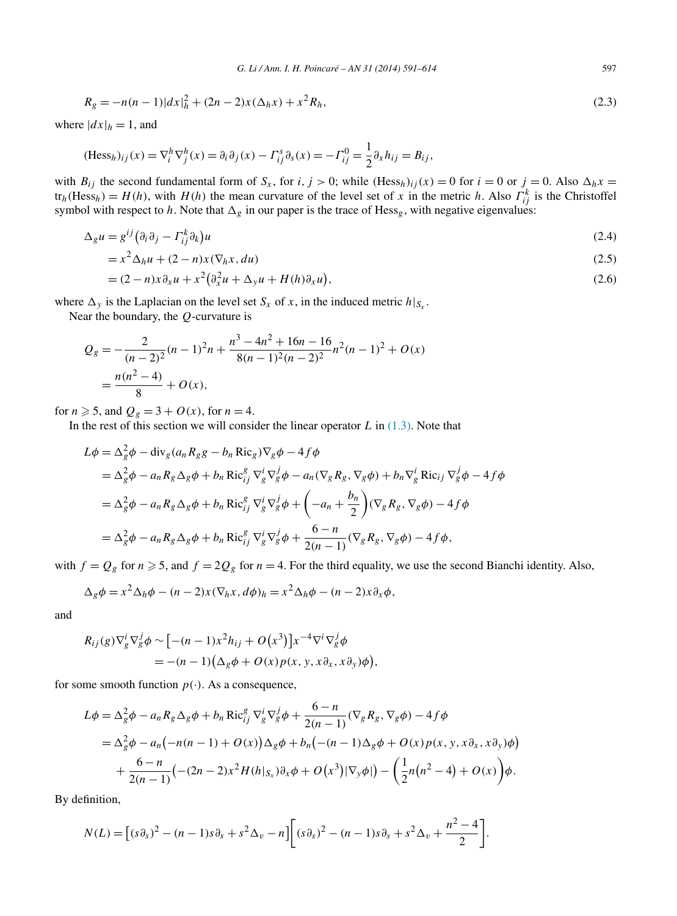$$R_g = -n(n-1)|dx|_h^2 + (2n-2)x(\Delta_h x) + x^2 R_h, \tag{2.3}$$

where $|dx|_h = 1$, and

$$(\mathrm{Hess}_h)_{ij}(x) = \nabla_i^h \nabla_j^h(x) = \partial_i \partial_j(x) - \Gamma_{ij}^s \partial_s(x) = -\Gamma_{ij}^0 = \frac{1}{2}\partial_x h_{ij} = B_{ij},$$

with $B_{ij}$ the second fundamental form of $S_x$, for $i, j > 0$; while $(\mathrm{Hess}_h)_{ij}(x) = 0$ for $i = 0$ or $j = 0$. Also $\Delta_h x = \mathrm{tr}_h(\mathrm{Hess}_h) = H(h)$, with $H(h)$ the mean curvature of the level set of $x$ in the metric $h$. Also $\Gamma_{ij}^k$ is the Christoffel symbol with respect to $h$. Note that $\Delta_g$ in our paper is the trace of $\mathrm{Hess}_g$, with negative eigenvalues:

$$\Delta_g u = g^{ij}\big(\partial_i \partial_j - \Gamma_{ij}^k \partial_k\big)u \tag{2.4}$$

$$= x^2 \Delta_h u + (2-n)x(\nabla_h x, du) \tag{2.5}$$

$$= (2-n)x\partial_x u + x^2\big(\partial_x^2 u + \Delta_y u + H(h)\partial_x u\big), \tag{2.6}$$

where $\Delta_y$ is the Laplacian on the level set $S_x$ of $x$, in the induced metric $h|_{S_x}$.

Near the boundary, the $Q$-curvature is

$$Q_g = -\frac{2}{(n-2)^2}(n-1)^2 n + \frac{n^3 - 4n^2 + 16n - 16}{8(n-1)^2(n-2)^2}n^2(n-1)^2 + O(x)$$
$$= \frac{n(n^2-4)}{8} + O(x),$$

for $n \geqslant 5$, and $Q_g = 3 + O(x)$, for $n = 4$.

In the rest of this section we will consider the linear operator $L$ in (1.3). Note that

$$\begin{aligned}
L\phi &= \Delta_g^2 \phi - \mathrm{div}_g(a_n R_g g - b_n \mathrm{Ric}_g)\nabla_g \phi - 4f\phi \\
&= \Delta_g^2 \phi - a_n R_g \Delta_g \phi + b_n \mathrm{Ric}_{ij}^g \nabla_g^i \nabla_g^j \phi - a_n(\nabla_g R_g, \nabla_g \phi) + b_n \nabla_g^i \mathrm{Ric}_{ij} \nabla_g^j \phi - 4f\phi \\
&= \Delta_g^2 \phi - a_n R_g \Delta_g \phi + b_n \mathrm{Ric}_{ij}^g \nabla_g^i \nabla_g^j \phi + \left(-a_n + \frac{b_n}{2}\right)(\nabla_g R_g, \nabla_g \phi) - 4f\phi \\
&= \Delta_g^2 \phi - a_n R_g \Delta_g \phi + b_n \mathrm{Ric}_{ij}^g \nabla_g^i \nabla_g^j \phi + \frac{6-n}{2(n-1)}(\nabla_g R_g, \nabla_g \phi) - 4f\phi,
\end{aligned}$$

with $f = Q_g$ for $n \geqslant 5$, and $f = 2Q_g$ for $n = 4$. For the third equality, we use the second Bianchi identity. Also,

$$\Delta_g \phi = x^2 \Delta_h \phi - (n-2)x(\nabla_h x, d\phi)_h = x^2 \Delta_h \phi - (n-2)x\partial_x \phi,$$

and

$$\begin{aligned}
R_{ij}(g)\nabla_g^i \nabla_g^j \phi &\sim \big[-(n-1)x^2 h_{ij} + O\big(x^3\big)\big]x^{-4}\nabla^i \nabla_g^j \phi \\
&= -(n-1)\big(\Delta_g \phi + O(x)p(x, y, x\partial_x, x\partial_y)\phi\big),
\end{aligned}$$

for some smooth function $p(\cdot)$. As a consequence,

$$\begin{aligned}
L\phi &= \Delta_g^2 \phi - a_n R_g \Delta_g \phi + b_n \mathrm{Ric}_{ij}^g \nabla_g^i \nabla_g^j \phi + \frac{6-n}{2(n-1)}(\nabla_g R_g, \nabla_g \phi) - 4f\phi \\
&= \Delta_g^2 \phi - a_n\big(-n(n-1) + O(x)\big)\Delta_g \phi + b_n\big(-(n-1)\Delta_g \phi + O(x)p(x, y, x\partial_x, x\partial_y)\phi\big) \\
&\quad + \frac{6-n}{2(n-1)}\big(-(2n-2)x^2 H(h|_{S_x})\partial_x \phi + O\big(x^3\big)|\nabla_y \phi|\big) - \left(\frac{1}{2}n\big(n^2-4\big) + O(x)\right)\phi.
\end{aligned}$$

By definition,

$$N(L) = \big[(s\partial_s)^2 - (n-1)s\partial_s + s^2\Delta_v - n\big]\left[(s\partial_s)^2 - (n-1)s\partial_s + s^2\Delta_v + \frac{n^2-4}{2}\right].$$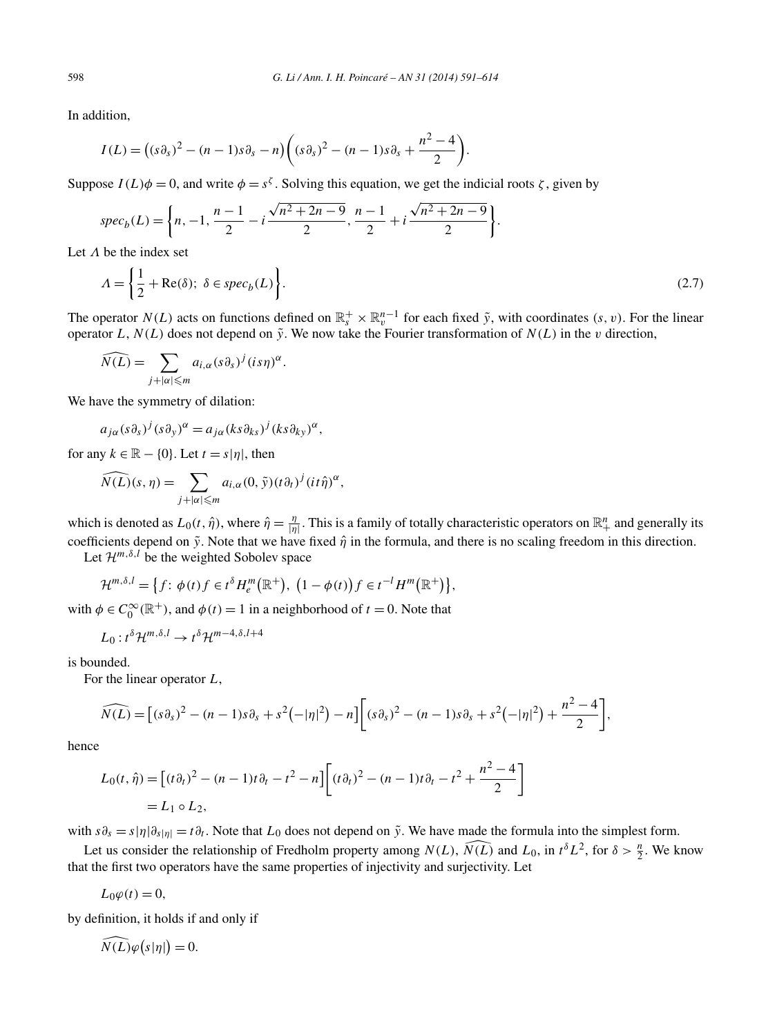In addition,

$$I(L) = \big((s\partial_s)^2 - (n-1)s\partial_s - n\big)\left((s\partial_s)^2 - (n-1)s\partial_s + \frac{n^2-4}{2}\right).$$

Suppose $I(L)\phi = 0$, and write $\phi = s^\zeta$. Solving this equation, we get the indicial roots $\zeta$, given by

$$spec_b(L) = \left\{n, -1, \frac{n-1}{2} - i\frac{\sqrt{n^2+2n-9}}{2}, \frac{n-1}{2} + i\frac{\sqrt{n^2+2n-9}}{2}\right\}.$$

Let $\Lambda$ be the index set

$$\Lambda = \left\{\frac{1}{2} + \mathrm{Re}(\delta);\ \delta \in spec_b(L)\right\}. \tag{2.7}$$

The operator $N(L)$ acts on functions defined on $\mathbb{R}_s^+ \times \mathbb{R}_v^{n-1}$ for each fixed $\tilde{y}$, with coordinates $(s, v)$. For the linear operator $L$, $N(L)$ does not depend on $\tilde{y}$. We now take the Fourier transformation of $N(L)$ in the $v$ direction,

$$\widehat{N(L)} = \sum_{j+|\alpha|\leqslant m} a_{i,\alpha}(s\partial_s)^j(is\eta)^\alpha.$$

We have the symmetry of dilation:

$$a_{j\alpha}(s\partial_s)^j(s\partial_y)^\alpha = a_{j\alpha}(ks\partial_{ks})^j(ks\partial_{ky})^\alpha,$$

for any $k \in \mathbb{R} - \{0\}$. Let $t = s|\eta|$, then

$$\widehat{N(L)}(s,\eta) = \sum_{j+|\alpha|\leqslant m} a_{i,\alpha}(0,\tilde{y})(t\partial_t)^j(it\hat{\eta})^\alpha,$$

which is denoted as $L_0(t,\hat{\eta})$, where $\hat{\eta} = \frac{\eta}{|\eta|}$. This is a family of totally characteristic operators on $\mathbb{R}_+^n$ and generally its coefficients depend on $\tilde{y}$. Note that we have fixed $\hat{\eta}$ in the formula, and there is no scaling freedom in this direction.

Let $\mathcal{H}^{m,\delta,l}$ be the weighted Sobolev space

$$\mathcal{H}^{m,\delta,l} = \big\{f\colon \phi(t)f \in t^\delta H_e^m(\mathbb{R}^+),\ \big(1-\phi(t)\big)f \in t^{-l}H^m(\mathbb{R}^+)\big\},$$

with $\phi \in C_0^\infty(\mathbb{R}^+)$, and $\phi(t) = 1$ in a neighborhood of $t = 0$. Note that

$$L_0 : t^\delta\mathcal{H}^{m,\delta,l} \to t^\delta\mathcal{H}^{m-4,\delta,l+4}$$

is bounded.

For the linear operator $L$,

$$\widehat{N(L)} = \big[(s\partial_s)^2 - (n-1)s\partial_s + s^2\big(-|\eta|^2\big) - n\big]\left[(s\partial_s)^2 - (n-1)s\partial_s + s^2\big(-|\eta|^2\big) + \frac{n^2-4}{2}\right],$$

hence

$$\begin{aligned} L_0(t,\hat{\eta}) &= \big[(t\partial_t)^2 - (n-1)t\partial_t - t^2 - n\big]\left[(t\partial_t)^2 - (n-1)t\partial_t - t^2 + \frac{n^2-4}{2}\right] \\ &= L_1 \circ L_2, \end{aligned}$$

with $s\partial_s = s|\eta|\partial_{s|\eta|} = t\partial_t$. Note that $L_0$ does not depend on $\tilde{y}$. We have made the formula into the simplest form.

Let us consider the relationship of Fredholm property among $N(L)$, $\widehat{N(L)}$ and $L_0$, in $t^\delta L^2$, for $\delta > \frac{n}{2}$. We know that the first two operators have the same properties of injectivity and surjectivity. Let

$$L_0\varphi(t) = 0,$$

by definition, it holds if and only if

$$\widehat{N(L)}\varphi\big(s|\eta|\big) = 0.$$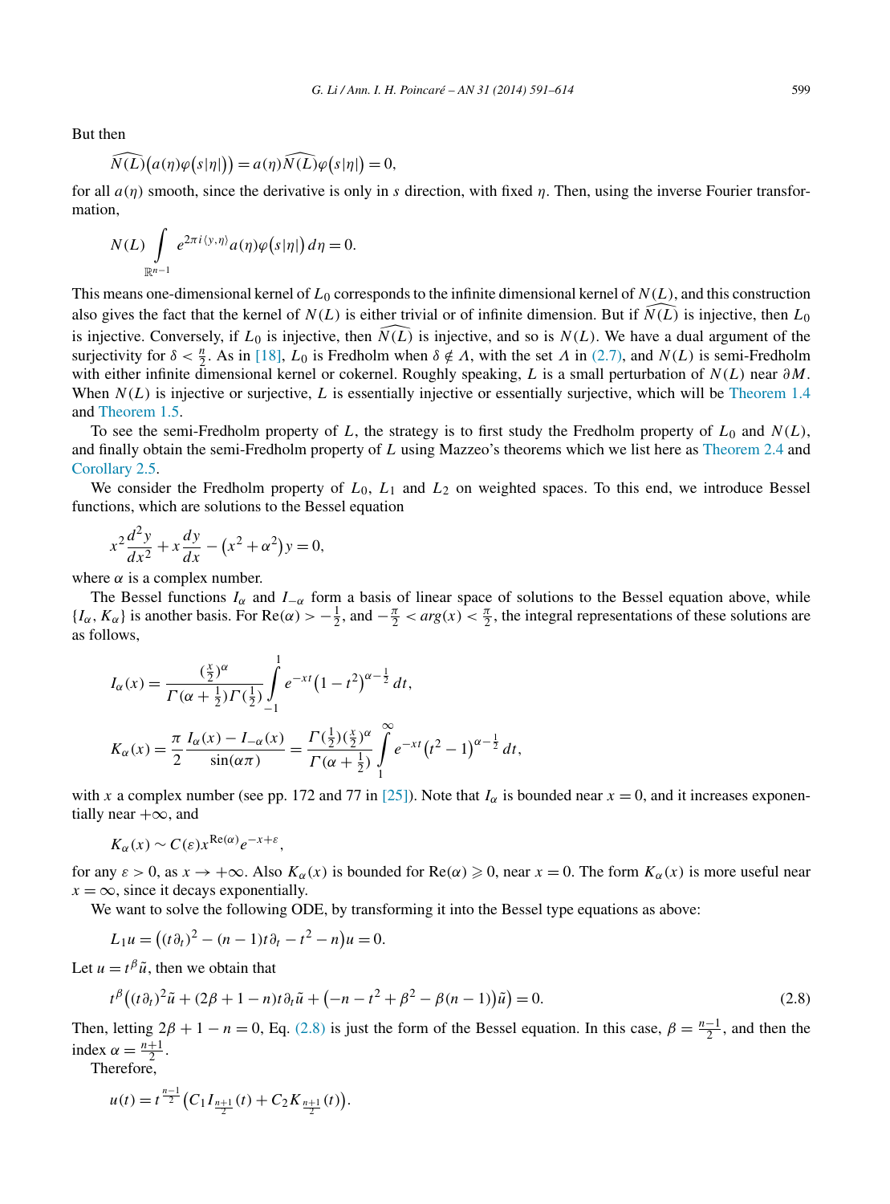But then

$$\widehat{N(L)}\big(a(\eta)\varphi\big(s|\eta|\big)\big) = a(\eta)\widehat{N(L)}\varphi\big(s|\eta|\big) = 0,$$

for all $a(\eta)$ smooth, since the derivative is only in $s$ direction, with fixed $\eta$. Then, using the inverse Fourier transformation,

$$N(L) \int\limits_{\mathbb{R}^{n-1}} e^{2\pi i \langle y, \eta\rangle} a(\eta)\varphi\big(s|\eta|\big)\, d\eta = 0.$$

This means one-dimensional kernel of $L_0$ corresponds to the infinite dimensional kernel of $N(L)$, and this construction also gives the fact that the kernel of $N(L)$ is either trivial or of infinite dimension. But if $\widehat{N(L)}$ is injective, then $L_0$ is injective. Conversely, if $L_0$ is injective, then $\widehat{N(L)}$ is injective, and so is $N(L)$. We have a dual argument of the surjectivity for $\delta < \frac{n}{2}$. As in [18], $L_0$ is Fredholm when $\delta \notin \Lambda$, with the set $\Lambda$ in (2.7), and $N(L)$ is semi-Fredholm with either infinite dimensional kernel or cokernel. Roughly speaking, $L$ is a small perturbation of $N(L)$ near $\partial M$. When $N(L)$ is injective or surjective, $L$ is essentially injective or essentially surjective, which will be Theorem 1.4 and Theorem 1.5.

To see the semi-Fredholm property of $L$, the strategy is to first study the Fredholm property of $L_0$ and $N(L)$, and finally obtain the semi-Fredholm property of $L$ using Mazzeo's theorems which we list here as Theorem 2.4 and Corollary 2.5.

We consider the Fredholm property of $L_0$, $L_1$ and $L_2$ on weighted spaces. To this end, we introduce Bessel functions, which are solutions to the Bessel equation

$$x^2\frac{d^2y}{dx^2} + x\frac{dy}{dx} - \big(x^2 + \alpha^2\big)y = 0,$$

where $\alpha$ is a complex number.

The Bessel functions $I_\alpha$ and $I_{-\alpha}$ form a basis of linear space of solutions to the Bessel equation above, while $\{I_\alpha, K_\alpha\}$ is another basis. For $\mathrm{Re}(\alpha) > -\frac{1}{2}$, and $-\frac{\pi}{2} < arg(x) < \frac{\pi}{2}$, the integral representations of these solutions are as follows,

$$I_\alpha(x) = \frac{(\frac{x}{2})^\alpha}{\Gamma(\alpha + \frac{1}{2})\Gamma(\frac{1}{2})} \int\limits_{-1}^{1} e^{-xt}\big(1 - t^2\big)^{\alpha - \frac{1}{2}}\, dt,$$

$$K_\alpha(x) = \frac{\pi}{2}\frac{I_\alpha(x) - I_{-\alpha}(x)}{\sin(\alpha\pi)} = \frac{\Gamma(\frac{1}{2})(\frac{x}{2})^\alpha}{\Gamma(\alpha + \frac{1}{2})} \int\limits_{1}^{\infty} e^{-xt}\big(t^2 - 1\big)^{\alpha - \frac{1}{2}}\, dt,$$

with $x$ a complex number (see pp. 172 and 77 in [25]). Note that $I_\alpha$ is bounded near $x = 0$, and it increases exponentially near $+\infty$, and

$$K_\alpha(x) \sim C(\varepsilon)x^{\mathrm{Re}(\alpha)}e^{-x+\varepsilon},$$

for any $\varepsilon > 0$, as $x \to +\infty$. Also $K_\alpha(x)$ is bounded for $\mathrm{Re}(\alpha) \geqslant 0$, near $x = 0$. The form $K_\alpha(x)$ is more useful near $x = \infty$, since it decays exponentially.

We want to solve the following ODE, by transforming it into the Bessel type equations as above:

$$L_1 u = \big((t\partial_t)^2 - (n-1)t\partial_t - t^2 - n\big)u = 0.$$

Let $u = t^\beta \tilde{u}$, then we obtain that

$$t^\beta\big((t\partial_t)^2\tilde{u} + (2\beta + 1 - n)t\partial_t\tilde{u} + \big(-n - t^2 + \beta^2 - \beta(n-1)\big)\tilde{u}\big) = 0. \tag{2.8}$$

Then, letting $2\beta + 1 - n = 0$, Eq. (2.8) is just the form of the Bessel equation. In this case, $\beta = \frac{n-1}{2}$, and then the index $\alpha = \frac{n+1}{2}$.

Therefore,

$$u(t) = t^{\frac{n-1}{2}}\big(C_1 I_{\frac{n+1}{2}}(t) + C_2 K_{\frac{n+1}{2}}(t)\big).$$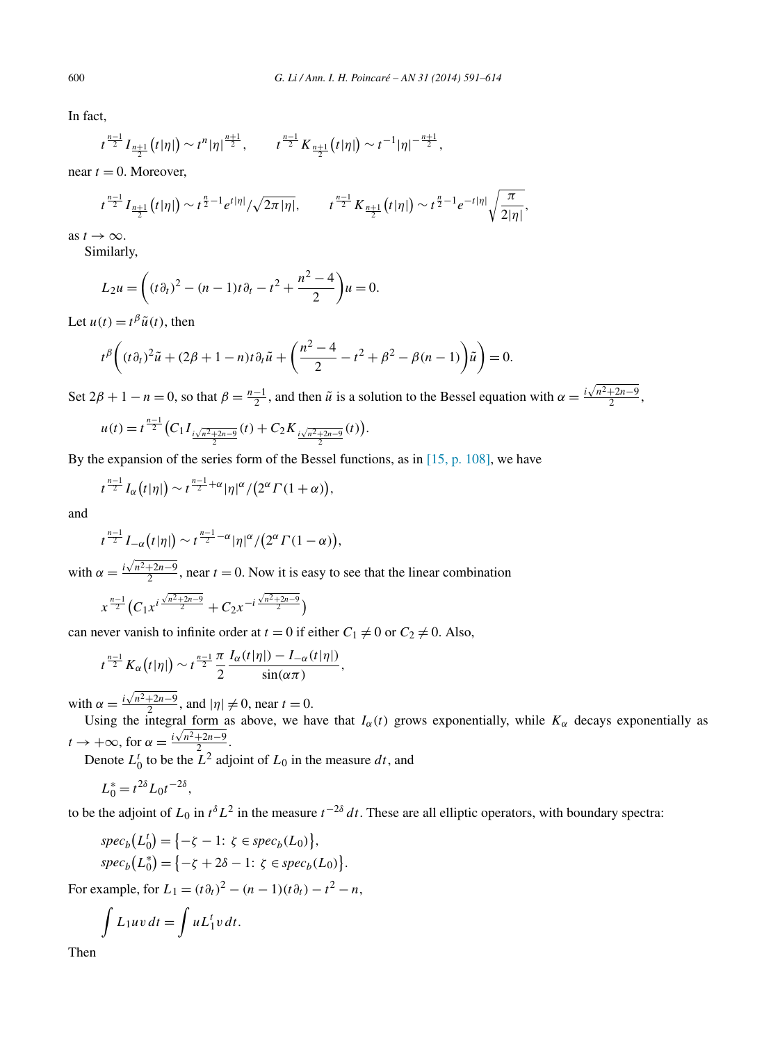In fact,

$$t^{\frac{n-1}{2}} I_{\frac{n+1}{2}}\big(t|\eta|\big) \sim t^n |\eta|^{\frac{n+1}{2}}, \qquad t^{\frac{n-1}{2}} K_{\frac{n+1}{2}}\big(t|\eta|\big) \sim t^{-1} |\eta|^{-\frac{n+1}{2}},$$

near $t = 0$. Moreover,

$$t^{\frac{n-1}{2}} I_{\frac{n+1}{2}}\big(t|\eta|\big) \sim t^{\frac{n}{2}-1} e^{t|\eta|}/\sqrt{2\pi|\eta|}, \qquad t^{\frac{n-1}{2}} K_{\frac{n+1}{2}}\big(t|\eta|\big) \sim t^{\frac{n}{2}-1} e^{-t|\eta|}\sqrt{\frac{\pi}{2|\eta|}},$$

as $t \to \infty$.

Similarly,

$$L_2 u = \left((t\partial_t)^2 - (n-1)t\partial_t - t^2 + \frac{n^2-4}{2}\right)u = 0.$$

Let $u(t) = t^\beta \tilde{u}(t)$, then

$$t^\beta\left((t\partial_t)^2\tilde{u} + (2\beta + 1 - n)t\partial_t\tilde{u} + \left(\frac{n^2-4}{2} - t^2 + \beta^2 - \beta(n-1)\right)\tilde{u}\right) = 0.$$

Set $2\beta + 1 - n = 0$, so that $\beta = \frac{n-1}{2}$, and then $\tilde{u}$ is a solution to the Bessel equation with $\alpha = \frac{i\sqrt{n^2+2n-9}}{2}$,

$$u(t) = t^{\frac{n-1}{2}}\big(C_1 I_{\frac{i\sqrt{n^2+2n-9}}{2}}(t) + C_2 K_{\frac{i\sqrt{n^2+2n-9}}{2}}(t)\big).$$

By the expansion of the series form of the Bessel functions, as in [15, p. 108], we have

$$t^{\frac{n-1}{2}} I_\alpha\big(t|\eta|\big) \sim t^{\frac{n-1}{2}+\alpha}|\eta|^\alpha/\big(2^\alpha\Gamma(1+\alpha)\big),$$

and

$$t^{\frac{n-1}{2}} I_{-\alpha}\big(t|\eta|\big) \sim t^{\frac{n-1}{2}-\alpha}|\eta|^\alpha/\big(2^\alpha\Gamma(1-\alpha)\big),$$

with $\alpha = \frac{i\sqrt{n^2+2n-9}}{2}$, near $t = 0$. Now it is easy to see that the linear combination

$$x^{\frac{n-1}{2}}\big(C_1 x^{i\frac{\sqrt{n^2+2n-9}}{2}} + C_2 x^{-i\frac{\sqrt{n^2+2n-9}}{2}}\big)$$

can never vanish to infinite order at $t = 0$ if either $C_1 \neq 0$ or $C_2 \neq 0$. Also,

$$t^{\frac{n-1}{2}} K_\alpha\big(t|\eta|\big) \sim t^{\frac{n-1}{2}}\frac{\pi}{2}\frac{I_\alpha(t|\eta|) - I_{-\alpha}(t|\eta|)}{\sin(\alpha\pi)},$$

with $\alpha = \frac{i\sqrt{n^2+2n-9}}{2}$, and $|\eta| \neq 0$, near $t = 0$.

Using the integral form as above, we have that $I_\alpha(t)$ grows exponentially, while $K_\alpha$ decays exponentially as $t \to +\infty$, for $\alpha = \frac{i\sqrt{n^2+2n-9}}{2}$.

Denote $L_0^t$ to be the $L^2$ adjoint of $L_0$ in the measure $dt$, and

$$L_0^* = t^{2\delta} L_0 t^{-2\delta},$$

to be the adjoint of $L_0$ in $t^\delta L^2$ in the measure $t^{-2\delta}\,dt$. These are all elliptic operators, with boundary spectra:

$$spec_b\big(L_0^t\big) = \big\{-\zeta - 1\colon\ \zeta \in spec_b(L_0)\big\},$$
$$spec_b\big(L_0^*\big) = \big\{-\zeta + 2\delta - 1\colon\ \zeta \in spec_b(L_0)\big\}.$$

For example, for $L_1 = (t\partial_t)^2 - (n-1)(t\partial_t) - t^2 - n$,

$$\int L_1 u v\,dt = \int u L_1^t v\,dt.$$

Then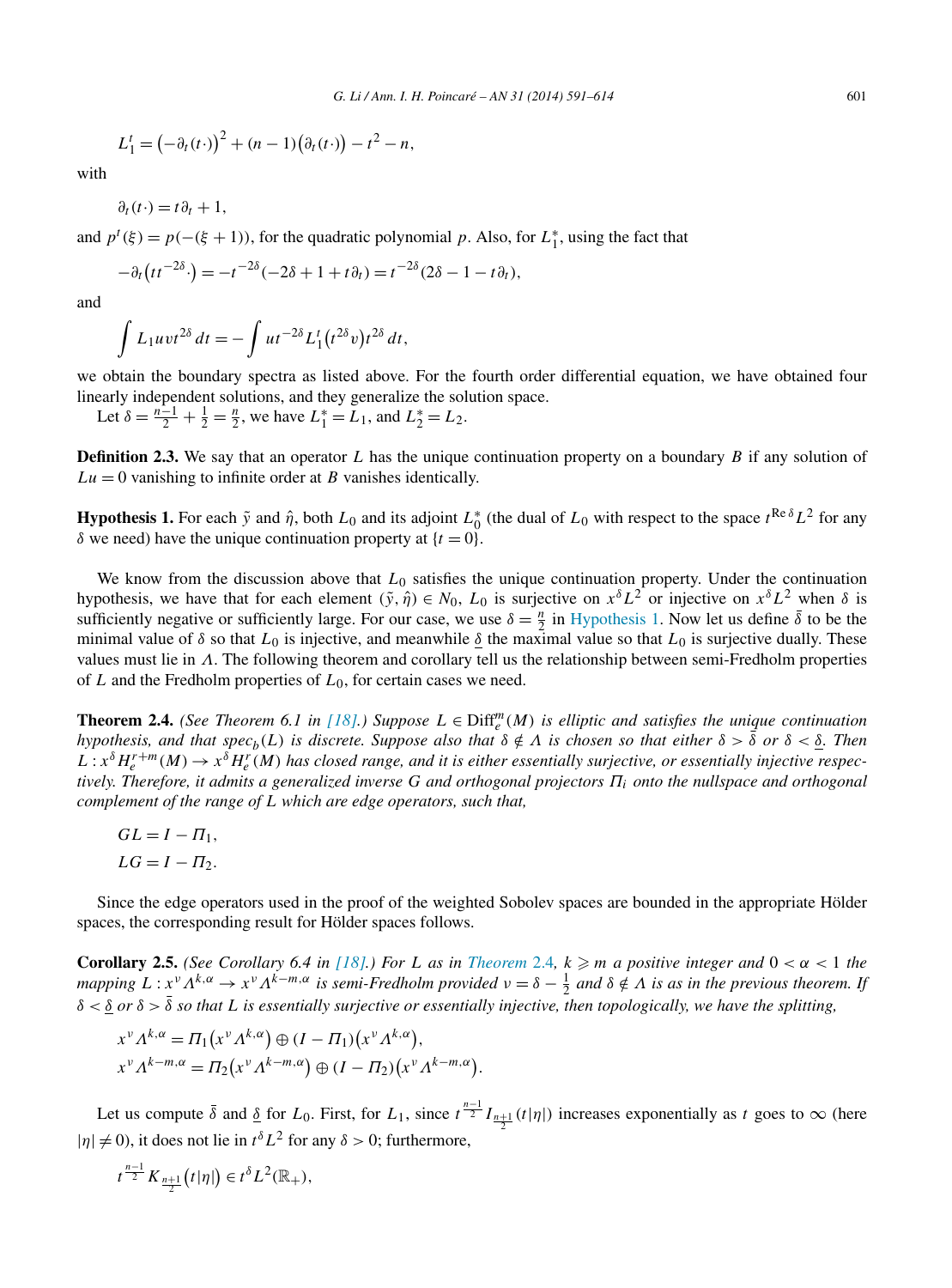$$L_1^t = \left(-\partial_t(t\cdot)\right)^2 + (n-1)\left(\partial_t(t\cdot)\right) - t^2 - n,$$

with

$$\partial_t(t\cdot) = t\partial_t + 1,$$

and $p^t(\xi) = p(-(\xi+1))$, for the quadratic polynomial $p$. Also, for $L_1^*$, using the fact that

$$-\partial_t\left(tt^{-2\delta}\cdot\right) = -t^{-2\delta}(-2\delta + 1 + t\partial_t) = t^{-2\delta}(2\delta - 1 - t\partial_t),$$

and

$$\int L_1 u v t^{2\delta}\, dt = -\int u t^{-2\delta} L_1^t\left(t^{2\delta} v\right) t^{2\delta}\, dt,$$

we obtain the boundary spectra as listed above. For the fourth order differential equation, we have obtained four linearly independent solutions, and they generalize the solution space.

Let $\delta = \frac{n-1}{2} + \frac{1}{2} = \frac{n}{2}$, we have $L_1^* = L_1$, and $L_2^* = L_2$.

**Definition 2.3.** We say that an operator $L$ has the unique continuation property on a boundary $B$ if any solution of $Lu = 0$ vanishing to infinite order at $B$ vanishes identically.

**Hypothesis 1.** For each $\tilde{y}$ and $\hat{\eta}$, both $L_0$ and its adjoint $L_0^*$ (the dual of $L_0$ with respect to the space $t^{\operatorname{Re}\delta} L^2$ for any $\delta$ we need) have the unique continuation property at $\{t = 0\}$.

We know from the discussion above that $L_0$ satisfies the unique continuation property. Under the continuation hypothesis, we have that for each element $(\tilde{y}, \hat{\eta}) \in N_0$, $L_0$ is surjective on $x^\delta L^2$ or injective on $x^\delta L^2$ when $\delta$ is sufficiently negative or sufficiently large. For our case, we use $\delta = \frac{n}{2}$ in Hypothesis 1. Now let us define $\bar{\delta}$ to be the minimal value of $\delta$ so that $L_0$ is injective, and meanwhile $\underline{\delta}$ the maximal value so that $L_0$ is surjective dually. These values must lie in $\Lambda$. The following theorem and corollary tell us the relationship between semi-Fredholm properties of $L$ and the Fredholm properties of $L_0$, for certain cases we need.

**Theorem 2.4.** *(See Theorem 6.1 in [18].) Suppose $L \in \operatorname{Diff}_e^m(M)$ is elliptic and satisfies the unique continuation hypothesis, and that $\operatorname{spec}_b(L)$ is discrete. Suppose also that $\delta \notin \Lambda$ is chosen so that either $\delta > \bar{\delta}$ or $\delta < \underline{\delta}$. Then $L : x^\delta H_e^{r+m}(M) \to x^\delta H_e^r(M)$ has closed range, and it is either essentially surjective, or essentially injective respectively. Therefore, it admits a generalized inverse $G$ and orthogonal projectors $\Pi_i$ onto the nullspace and orthogonal complement of the range of $L$ which are edge operators, such that,*

$$GL = I - \Pi_1,$$
$$LG = I - \Pi_2.$$

Since the edge operators used in the proof of the weighted Sobolev spaces are bounded in the appropriate Hölder spaces, the corresponding result for Hölder spaces follows.

**Corollary 2.5.** *(See Corollary 6.4 in [18].) For $L$ as in Theorem 2.4, $k \geqslant m$ a positive integer and $0 < \alpha < 1$ the mapping $L : x^\nu \Lambda^{k,\alpha} \to x^\nu \Lambda^{k-m,\alpha}$ is semi-Fredholm provided $\nu = \delta - \frac{1}{2}$ and $\delta \notin \Lambda$ is as in the previous theorem. If $\delta < \underline{\delta}$ or $\delta > \bar{\delta}$ so that $L$ is essentially surjective or essentially injective, then topologically, we have the splitting,*

$$x^\nu \Lambda^{k,\alpha} = \Pi_1\left(x^\nu \Lambda^{k,\alpha}\right) \oplus (I - \Pi_1)\left(x^\nu \Lambda^{k,\alpha}\right),$$
$$x^\nu \Lambda^{k-m,\alpha} = \Pi_2\left(x^\nu \Lambda^{k-m,\alpha}\right) \oplus (I - \Pi_2)\left(x^\nu \Lambda^{k-m,\alpha}\right).$$

Let us compute $\bar{\delta}$ and $\underline{\delta}$ for $L_0$. First, for $L_1$, since $t^{\frac{n-1}{2}} I_{\frac{n+1}{2}}(t|\eta|)$ increases exponentially as $t$ goes to $\infty$ (here $|\eta| \neq 0$), it does not lie in $t^\delta L^2$ for any $\delta > 0$; furthermore,

$$t^{\frac{n-1}{2}} K_{\frac{n+1}{2}}\left(t|\eta|\right) \in t^\delta L^2(\mathbb{R}_+),$$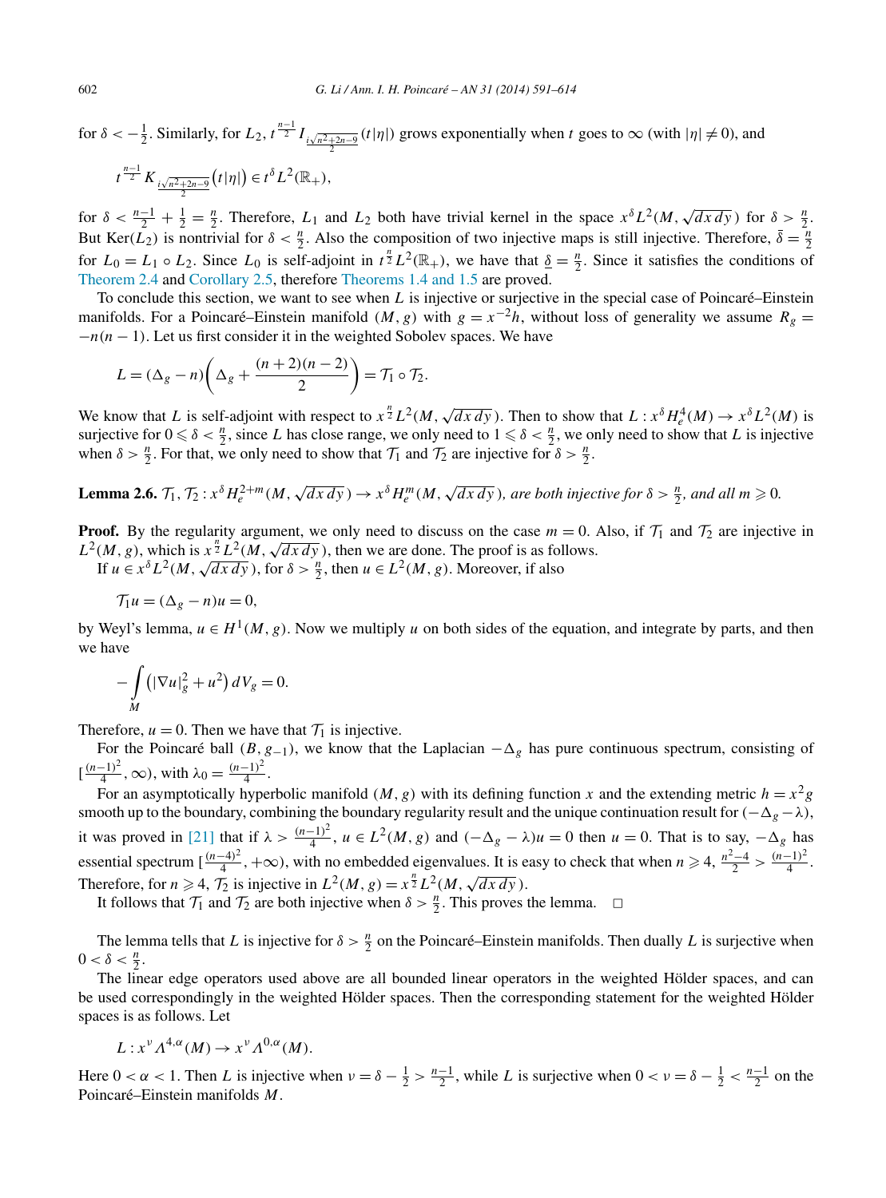for $\delta < -\frac{1}{2}$. Similarly, for $L_2$, $t^{\frac{n-1}{2}} I_{\frac{i\sqrt{n^2+2n-9}}{2}}(t|\eta|)$ grows exponentially when $t$ goes to $\infty$ (with $|\eta| \neq 0$), and

$$t^{\frac{n-1}{2}} K_{\frac{i\sqrt{n^2+2n-9}}{2}}\big(t|\eta|\big) \in t^{\delta} L^2(\mathbb{R}_+),$$

for $\delta < \frac{n-1}{2} + \frac{1}{2} = \frac{n}{2}$. Therefore, $L_1$ and $L_2$ both have trivial kernel in the space $x^{\delta} L^2(M, \sqrt{dx\,dy})$ for $\delta > \frac{n}{2}$. But $\operatorname{Ker}(L_2)$ is nontrivial for $\delta < \frac{n}{2}$. Also the composition of two injective maps is still injective. Therefore, $\bar{\delta} = \frac{n}{2}$ for $L_0 = L_1 \circ L_2$. Since $L_0$ is self-adjoint in $t^{\frac{n}{2}} L^2(\mathbb{R}_+)$, we have that $\underline{\delta} = \frac{n}{2}$. Since it satisfies the conditions of Theorem 2.4 and Corollary 2.5, therefore Theorems 1.4 and 1.5 are proved.

To conclude this section, we want to see when $L$ is injective or surjective in the special case of Poincaré–Einstein manifolds. For a Poincaré–Einstein manifold $(M, g)$ with $g = x^{-2}h$, without loss of generality we assume $R_g = -n(n-1)$. Let us first consider it in the weighted Sobolev spaces. We have

$$L = (\Delta_g - n)\left(\Delta_g + \frac{(n+2)(n-2)}{2}\right) = \mathcal{T}_1 \circ \mathcal{T}_2.$$

We know that $L$ is self-adjoint with respect to $x^{\frac{n}{2}} L^2(M, \sqrt{dx\,dy})$. Then to show that $L : x^{\delta} H_e^4(M) \to x^{\delta} L^2(M)$ is surjective for $0 \leqslant \delta < \frac{n}{2}$, since $L$ has close range, we only need to $1 \leqslant \delta < \frac{n}{2}$, we only need to show that $L$ is injective when $\delta > \frac{n}{2}$. For that, we only need to show that $\mathcal{T}_1$ and $\mathcal{T}_2$ are injective for $\delta > \frac{n}{2}$.

**Lemma 2.6.** *$\mathcal{T}_1, \mathcal{T}_2 : x^{\delta} H_e^{2+m}(M, \sqrt{dx\,dy}) \to x^{\delta} H_e^{m}(M, \sqrt{dx\,dy})$, are both injective for $\delta > \frac{n}{2}$, and all $m \geqslant 0$.*

**Proof.** By the regularity argument, we only need to discuss on the case $m = 0$. Also, if $\mathcal{T}_1$ and $\mathcal{T}_2$ are injective in $L^2(M, g)$, which is $x^{\frac{n}{2}} L^2(M, \sqrt{dx\,dy})$, then we are done. The proof is as follows.

If $u \in x^{\delta} L^2(M, \sqrt{dx\,dy})$, for $\delta > \frac{n}{2}$, then $u \in L^2(M, g)$. Moreover, if also

$$\mathcal{T}_1 u = (\Delta_g - n)u = 0,$$

by Weyl's lemma, $u \in H^1(M, g)$. Now we multiply $u$ on both sides of the equation, and integrate by parts, and then we have

$$-\int_M \big(|\nabla u|_g^2 + u^2\big)\, dV_g = 0.$$

Therefore, $u = 0$. Then we have that $\mathcal{T}_1$ is injective.

For the Poincaré ball $(B, g_{-1})$, we know that the Laplacian $-\Delta_g$ has pure continuous spectrum, consisting of $[\frac{(n-1)^2}{4}, \infty)$, with $\lambda_0 = \frac{(n-1)^2}{4}$.

For an asymptotically hyperbolic manifold $(M, g)$ with its defining function $x$ and the extending metric $h = x^2 g$ smooth up to the boundary, combining the boundary regularity result and the unique continuation result for $(-\Delta_g - \lambda)$, it was proved in [21] that if $\lambda > \frac{(n-1)^2}{4}$, $u \in L^2(M, g)$ and $(-\Delta_g - \lambda)u = 0$ then $u = 0$. That is to say, $-\Delta_g$ has essential spectrum $[\frac{(n-4)^2}{4}, +\infty)$, with no embedded eigenvalues. It is easy to check that when $n \geqslant 4$, $\frac{n^2-4}{2} > \frac{(n-1)^2}{4}$. Therefore, for $n \geqslant 4$, $\mathcal{T}_2$ is injective in $L^2(M, g) = x^{\frac{n}{2}} L^2(M, \sqrt{dx\,dy})$.

It follows that $\mathcal{T}_1$ and $\mathcal{T}_2$ are both injective when $\delta > \frac{n}{2}$. This proves the lemma. $\square$

The lemma tells that $L$ is injective for $\delta > \frac{n}{2}$ on the Poincaré–Einstein manifolds. Then dually $L$ is surjective when $0 < \delta < \frac{n}{2}$.

The linear edge operators used above are all bounded linear operators in the weighted Hölder spaces, and can be used correspondingly in the weighted Hölder spaces. Then the corresponding statement for the weighted Hölder spaces is as follows. Let

$$L : x^{\nu} \Lambda^{4,\alpha}(M) \to x^{\nu} \Lambda^{0,\alpha}(M).$$

Here $0 < \alpha < 1$. Then $L$ is injective when $\nu = \delta - \frac{1}{2} > \frac{n-1}{2}$, while $L$ is surjective when $0 < \nu = \delta - \frac{1}{2} < \frac{n-1}{2}$ on the Poincaré–Einstein manifolds $M$.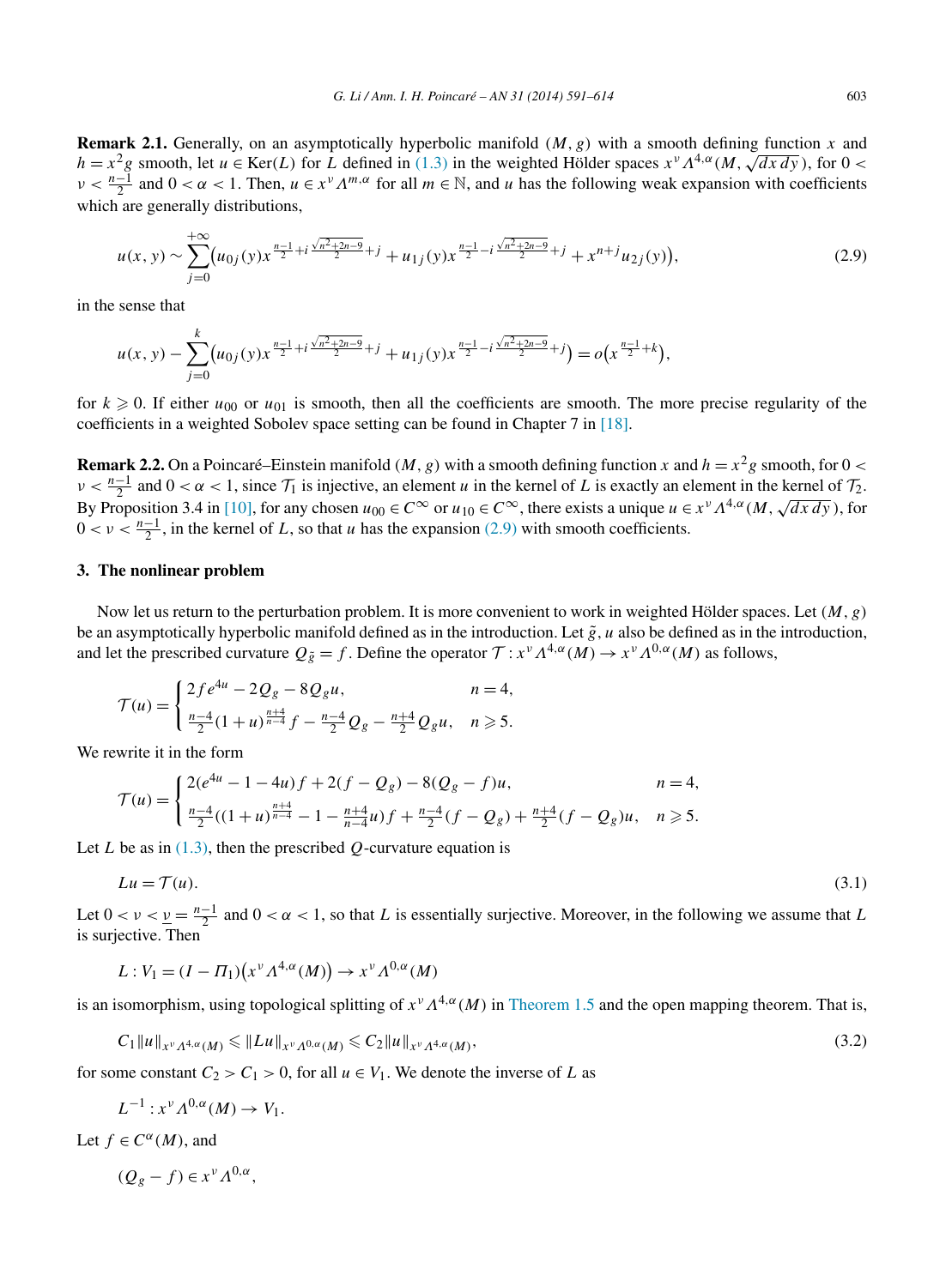**Remark 2.1.** Generally, on an asymptotically hyperbolic manifold $(M, g)$ with a smooth defining function $x$ and $h = x^2 g$ smooth, let $u \in \mathrm{Ker}(L)$ for $L$ defined in (1.3) in the weighted Hölder spaces $x^\nu \Lambda^{4,\alpha}(M, \sqrt{dx\,dy})$, for $0 < \nu < \frac{n-1}{2}$ and $0 < \alpha < 1$. Then, $u \in x^\nu \Lambda^{m,\alpha}$ for all $m \in \mathbb{N}$, and $u$ has the following weak expansion with coefficients which are generally distributions,

$$u(x, y) \sim \sum_{j=0}^{+\infty} \big(u_{0j}(y) x^{\frac{n-1}{2} + i\frac{\sqrt{n^2+2n-9}}{2} + j} + u_{1j}(y) x^{\frac{n-1}{2} - i\frac{\sqrt{n^2+2n-9}}{2} + j} + x^{n+j} u_{2j}(y)\big), \tag{2.9}$$

in the sense that

$$u(x, y) - \sum_{j=0}^{k} \big(u_{0j}(y) x^{\frac{n-1}{2} + i\frac{\sqrt{n^2+2n-9}}{2} + j} + u_{1j}(y) x^{\frac{n-1}{2} - i\frac{\sqrt{n^2+2n-9}}{2} + j}\big) = o\big(x^{\frac{n-1}{2} + k}\big),$$

for $k \geqslant 0$. If either $u_{00}$ or $u_{01}$ is smooth, then all the coefficients are smooth. The more precise regularity of the coefficients in a weighted Sobolev space setting can be found in Chapter 7 in [18].

**Remark 2.2.** On a Poincaré–Einstein manifold $(M, g)$ with a smooth defining function $x$ and $h = x^2 g$ smooth, for $0 < \nu < \frac{n-1}{2}$ and $0 < \alpha < 1$, since $\mathcal{T}_1$ is injective, an element $u$ in the kernel of $L$ is exactly an element in the kernel of $\mathcal{T}_2$. By Proposition 3.4 in [10], for any chosen $u_{00} \in C^\infty$ or $u_{10} \in C^\infty$, there exists a unique $u \in x^\nu \Lambda^{4,\alpha}(M, \sqrt{dx\,dy})$, for $0 < \nu < \frac{n-1}{2}$, in the kernel of $L$, so that $u$ has the expansion (2.9) with smooth coefficients.

## 3. The nonlinear problem

Now let us return to the perturbation problem. It is more convenient to work in weighted Hölder spaces. Let $(M, g)$ be an asymptotically hyperbolic manifold defined as in the introduction. Let $\tilde{g}$, $u$ also be defined as in the introduction, and let the prescribed curvature $Q_{\tilde{g}} = f$. Define the operator $\mathcal{T} : x^\nu \Lambda^{4,\alpha}(M) \to x^\nu \Lambda^{0,\alpha}(M)$ as follows,

$$\mathcal{T}(u) = \begin{cases} 2 f e^{4u} - 2 Q_g - 8 Q_g u, & n = 4, \\ \frac{n-4}{2}(1+u)^{\frac{n+4}{n-4}} f - \frac{n-4}{2} Q_g - \frac{n+4}{2} Q_g u, & n \geqslant 5. \end{cases}$$

We rewrite it in the form

$$\mathcal{T}(u) = \begin{cases} 2(e^{4u} - 1 - 4u) f + 2(f - Q_g) - 8(Q_g - f)u, & n = 4, \\ \frac{n-4}{2}\big((1+u)^{\frac{n+4}{n-4}} - 1 - \frac{n+4}{n-4} u\big) f + \frac{n-4}{2}(f - Q_g) + \frac{n+4}{2}(f - Q_g)u, & n \geqslant 5. \end{cases}$$

Let $L$ be as in (1.3), then the prescribed $Q$-curvature equation is

$$Lu = \mathcal{T}(u). \tag{3.1}$$

Let $0 < \nu < \underline{\nu} = \frac{n-1}{2}$ and $0 < \alpha < 1$, so that $L$ is essentially surjective. Moreover, in the following we assume that $L$ is surjective. Then

$$L : V_1 = (I - \Pi_1)\big(x^\nu \Lambda^{4,\alpha}(M)\big) \to x^\nu \Lambda^{0,\alpha}(M)$$

is an isomorphism, using topological splitting of $x^\nu \Lambda^{4,\alpha}(M)$ in Theorem 1.5 and the open mapping theorem. That is,

$$C_1 \|u\|_{x^\nu \Lambda^{4,\alpha}(M)} \leqslant \|Lu\|_{x^\nu \Lambda^{0,\alpha}(M)} \leqslant C_2 \|u\|_{x^\nu \Lambda^{4,\alpha}(M)}, \tag{3.2}$$

for some constant $C_2 > C_1 > 0$, for all $u \in V_1$. We denote the inverse of $L$ as

$$L^{-1} : x^\nu \Lambda^{0,\alpha}(M) \to V_1.$$

Let $f \in C^\alpha(M)$, and

$$(Q_g - f) \in x^\nu \Lambda^{0,\alpha},$$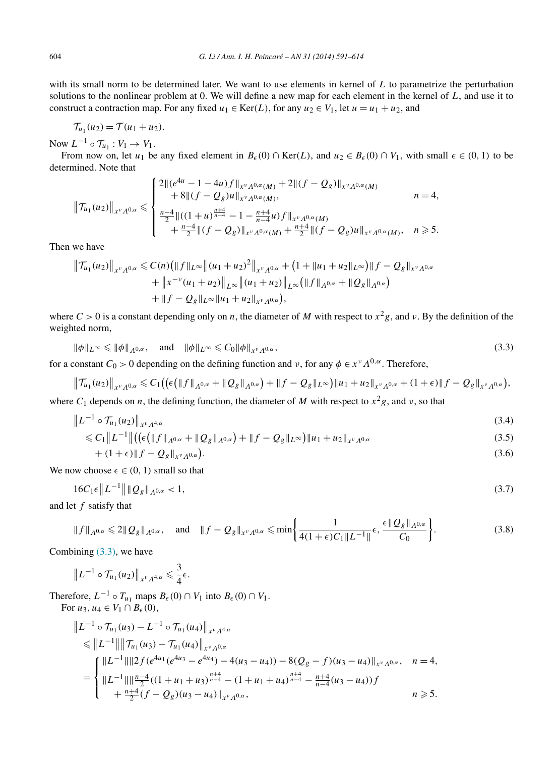with its small norm to be determined later. We want to use elements in kernel of $L$ to parametrize the perturbation solutions to the nonlinear problem at 0. We will define a new map for each element in the kernel of $L$, and use it to construct a contraction map. For any fixed $u_1 \in \mathrm{Ker}(L)$, for any $u_2 \in V_1$, let $u = u_1 + u_2$, and

$$\mathcal{T}_{u_1}(u_2) = \mathcal{T}(u_1 + u_2).$$

Now $L^{-1} \circ \mathcal{T}_{u_1} : V_1 \to V_1$.

From now on, let $u_1$ be any fixed element in $B_\epsilon(0) \cap \mathrm{Ker}(L)$, and $u_2 \in B_\epsilon(0) \cap V_1$, with small $\epsilon \in (0,1)$ to be determined. Note that

$$\|\mathcal{T}_{u_1}(u_2)\|_{x^\nu \Lambda^{0,\alpha}} \leqslant \begin{cases} 2\|(e^{4u} - 1 - 4u) f\|_{x^\nu \Lambda^{0,\alpha}(M)} + 2\|(f - Q_g)\|_{x^\nu \Lambda^{0,\alpha}(M)} \\ \quad + 8\|(f - Q_g) u\|_{x^\nu \Lambda^{0,\alpha}(M)}, & n = 4, \\ \frac{n-4}{2}\|((1+u)^{\frac{n+4}{n-4}} - 1 - \frac{n+4}{n-4} u) f\|_{x^\nu \Lambda^{0,\alpha}(M)} \\ \quad + \frac{n-4}{2}\|(f - Q_g)\|_{x^\nu \Lambda^{0,\alpha}(M)} + \frac{n+4}{2}\|(f - Q_g) u\|_{x^\nu \Lambda^{0,\alpha}(M)}, & n \geqslant 5. \end{cases}$$

Then we have

$$\begin{aligned} \|\mathcal{T}_{u_1}(u_2)\|_{x^\nu \Lambda^{0,\alpha}} \leqslant C(n)\big(&\|f\|_{L^\infty}\|(u_1+u_2)^2\|_{x^\nu \Lambda^{0,\alpha}} + \big(1 + \|u_1 + u_2\|_{L^\infty}\big)\|f - Q_g\|_{x^\nu \Lambda^{0,\alpha}} \\ &+ \|x^{-\nu}(u_1+u_2)\|_{L^\infty}\|(u_1+u_2)\|_{L^\infty}\big(\|f\|_{\Lambda^{0,\alpha}} + \|Q_g\|_{\Lambda^{0,\alpha}}\big) \\ &+ \|f - Q_g\|_{L^\infty}\|u_1 + u_2\|_{x^\nu \Lambda^{0,\alpha}}\big), \end{aligned}$$

where $C > 0$ is a constant depending only on $n$, the diameter of $M$ with respect to $x^2 g$, and $\nu$. By the definition of the weighted norm,

$$\|\phi\|_{L^\infty} \leqslant \|\phi\|_{\Lambda^{0,\alpha}}, \quad \text{and} \quad \|\phi\|_{L^\infty} \leqslant C_0\|\phi\|_{x^\nu \Lambda^{0,\alpha}}, \tag{3.3}$$

for a constant $C_0 > 0$ depending on the defining function and $\nu$, for any $\phi \in x^\nu \Lambda^{0,\alpha}$. Therefore,

$$\|\mathcal{T}_{u_1}(u_2)\|_{x^\nu \Lambda^{0,\alpha}} \leqslant C_1\big(\big(\epsilon\big(\|f\|_{\Lambda^{0,\alpha}} + \|Q_g\|_{\Lambda^{0,\alpha}}\big) + \|f - Q_g\|_{L^\infty}\big)\|u_1 + u_2\|_{x^\nu \Lambda^{0,\alpha}} + (1+\epsilon)\|f - Q_g\|_{x^\nu \Lambda^{0,\alpha}}\big),$$

where $C_1$ depends on $n$, the defining function, the diameter of $M$ with respect to $x^2 g$, and $\nu$, so that

$$\|L^{-1} \circ \mathcal{T}_{u_1}(u_2)\|_{x^\nu \Lambda^{4,\alpha}} \tag{3.4}$$

$$\leqslant C_1\|L^{-1}\|\big(\big(\epsilon\big(\|f\|_{\Lambda^{0,\alpha}} + \|Q_g\|_{\Lambda^{0,\alpha}}\big) + \|f - Q_g\|_{L^\infty}\big)\|u_1 + u_2\|_{x^\nu \Lambda^{0,\alpha}} \tag{3.5}$$

$$+ (1+\epsilon)\|f - Q_g\|_{x^\nu \Lambda^{0,\alpha}}\big). \tag{3.6}$$

We now choose $\epsilon \in (0,1)$ small so that

$$16 C_1 \epsilon \|L^{-1}\|\|Q_g\|_{\Lambda^{0,\alpha}} < 1, \tag{3.7}$$

and let $f$ satisfy that

$$\|f\|_{\Lambda^{0,\alpha}} \leqslant 2\|Q_g\|_{\Lambda^{0,\alpha}}, \quad \text{and} \quad \|f - Q_g\|_{x^\nu \Lambda^{0,\alpha}} \leqslant \min\left\{\frac{1}{4(1+\epsilon)C_1\|L^{-1}\|}\epsilon, \frac{\epsilon\|Q_g\|_{\Lambda^{0,\alpha}}}{C_0}\right\}. \tag{3.8}$$

Combining (3.3), we have

$$\|L^{-1} \circ \mathcal{T}_{u_1}(u_2)\|_{x^\nu \Lambda^{4,\alpha}} \leqslant \frac{3}{4}\epsilon.$$

Therefore, $L^{-1} \circ T_{u_1}$ maps $B_\epsilon(0) \cap V_1$ into $B_\epsilon(0) \cap V_1$.

For $u_3, u_4 \in V_1 \cap B_\epsilon(0)$,

$$\begin{aligned} &\|L^{-1} \circ \mathcal{T}_{u_1}(u_3) - L^{-1} \circ \mathcal{T}_{u_1}(u_4)\|_{x^\nu \Lambda^{4,\alpha}} \\ &\quad \leqslant \|L^{-1}\|\|\mathcal{T}_{u_1}(u_3) - \mathcal{T}_{u_1}(u_4)\|_{x^\nu \Lambda^{0,\alpha}} \\ &\quad = \begin{cases} \|L^{-1}\|\|2f(e^{4u_1}(e^{4u_3} - e^{4u_4}) - 4(u_3 - u_4)) - 8(Q_g - f)(u_3 - u_4)\|_{x^\nu \Lambda^{0,\alpha}}, & n = 4, \\ \|L^{-1}\|\|\frac{n-4}{2}((1+u_1+u_3)^{\frac{n+4}{n-4}} - (1+u_1+u_4)^{\frac{n+4}{n-4}} - \frac{n+4}{n-4}(u_3 - u_4)) f \\ \quad + \frac{n+4}{2}(f - Q_g)(u_3 - u_4)\|_{x^\nu \Lambda^{0,\alpha}}, & n \geqslant 5. \end{cases} \end{aligned}$$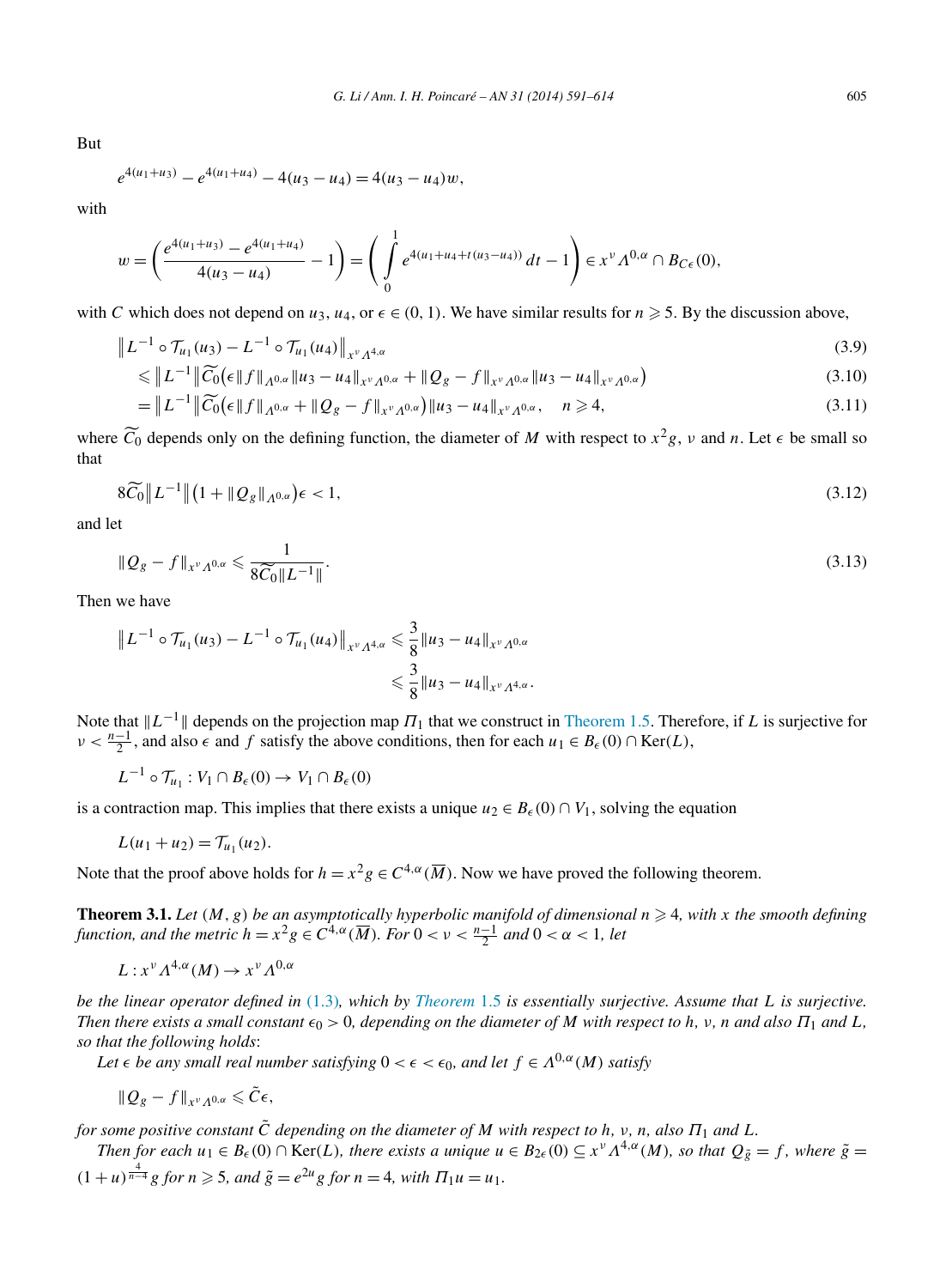But

$$e^{4(u_1+u_3)} - e^{4(u_1+u_4)} - 4(u_3 - u_4) = 4(u_3 - u_4)w,$$

with

$$w = \left( \frac{e^{4(u_1+u_3)} - e^{4(u_1+u_4)}}{4(u_3 - u_4)} - 1 \right) = \left( \int_0^1 e^{4(u_1+u_4+t(u_3-u_4))}\, dt - 1 \right) \in x^\nu \Lambda^{0,\alpha} \cap B_{C\epsilon}(0),$$

with $C$ which does not depend on $u_3$, $u_4$, or $\epsilon \in (0,1)$. We have similar results for $n \geqslant 5$. By the discussion above,

$$\begin{aligned}
&\left\| L^{-1} \circ \mathcal{T}_{u_1}(u_3) - L^{-1} \circ \mathcal{T}_{u_1}(u_4) \right\|_{x^\nu \Lambda^{4,\alpha}} && (3.9)\\
&\quad \leqslant \left\| L^{-1} \right\| \widetilde{C_0} \left( \epsilon \|f\|_{\Lambda^{0,\alpha}} \|u_3 - u_4\|_{x^\nu \Lambda^{0,\alpha}} + \|Q_g - f\|_{x^\nu \Lambda^{0,\alpha}} \|u_3 - u_4\|_{x^\nu \Lambda^{0,\alpha}} \right) && (3.10)\\
&\quad = \left\| L^{-1} \right\| \widetilde{C_0} \left( \epsilon \|f\|_{\Lambda^{0,\alpha}} + \|Q_g - f\|_{x^\nu \Lambda^{0,\alpha}} \right) \|u_3 - u_4\|_{x^\nu \Lambda^{0,\alpha}}, \quad n \geqslant 4, && (3.11)
\end{aligned}$$

where $\widetilde{C_0}$ depends only on the defining function, the diameter of $M$ with respect to $x^2 g$, $\nu$ and $n$. Let $\epsilon$ be small so that

$$8\widetilde{C_0} \left\| L^{-1} \right\| \left( 1 + \|Q_g\|_{\Lambda^{0,\alpha}} \right) \epsilon < 1, \tag{3.12}$$

and let

$$\|Q_g - f\|_{x^\nu \Lambda^{0,\alpha}} \leqslant \frac{1}{8\widetilde{C_0} \|L^{-1}\|}. \tag{3.13}$$

Then we have

$$\begin{aligned}
\left\| L^{-1} \circ \mathcal{T}_{u_1}(u_3) - L^{-1} \circ \mathcal{T}_{u_1}(u_4) \right\|_{x^\nu \Lambda^{4,\alpha}} &\leqslant \frac{3}{8} \|u_3 - u_4\|_{x^\nu \Lambda^{0,\alpha}} \\
&\leqslant \frac{3}{8} \|u_3 - u_4\|_{x^\nu \Lambda^{4,\alpha}}.
\end{aligned}$$

Note that $\|L^{-1}\|$ depends on the projection map $\Pi_1$ that we construct in Theorem 1.5. Therefore, if $L$ is surjective for $\nu < \frac{n-1}{2}$, and also $\epsilon$ and $f$ satisfy the above conditions, then for each $u_1 \in B_\epsilon(0) \cap \operatorname{Ker}(L)$,

$$L^{-1} \circ \mathcal{T}_{u_1} : V_1 \cap B_\epsilon(0) \to V_1 \cap B_\epsilon(0)$$

is a contraction map. This implies that there exists a unique $u_2 \in B_\epsilon(0) \cap V_1$, solving the equation

$$L(u_1 + u_2) = \mathcal{T}_{u_1}(u_2).$$

Note that the proof above holds for $h = x^2 g \in C^{4,\alpha}(\overline{M})$. Now we have proved the following theorem.

**Theorem 3.1.** *Let $(M, g)$ be an asymptotically hyperbolic manifold of dimensional $n \geqslant 4$, with $x$ the smooth defining function, and the metric $h = x^2 g \in C^{4,\alpha}(\overline{M})$. For $0 < \nu < \frac{n-1}{2}$ and $0 < \alpha < 1$, let*

$$L : x^\nu \Lambda^{4,\alpha}(M) \to x^\nu \Lambda^{0,\alpha}$$

*be the linear operator defined in (1.3), which by Theorem 1.5 is essentially surjective. Assume that $L$ is surjective. Then there exists a small constant $\epsilon_0 > 0$, depending on the diameter of $M$ with respect to $h$, $\nu$, $n$ and also $\Pi_1$ and $L$, so that the following holds*:

*Let $\epsilon$ be any small real number satisfying $0 < \epsilon < \epsilon_0$, and let $f \in \Lambda^{0,\alpha}(M)$ satisfy*

$$\|Q_g - f\|_{x^\nu \Lambda^{0,\alpha}} \leqslant \tilde{C} \epsilon,$$

*for some positive constant $\tilde{C}$ depending on the diameter of $M$ with respect to $h$, $\nu$, $n$, also $\Pi_1$ and $L$.*

*Then for each $u_1 \in B_\epsilon(0) \cap \operatorname{Ker}(L)$, there exists a unique $u \in B_{2\epsilon}(0) \subseteq x^\nu \Lambda^{4,\alpha}(M)$, so that $Q_{\tilde{g}} = f$, where $\tilde{g} = (1 + u)^{\frac{4}{n-4}} g$ for $n \geqslant 5$, and $\tilde{g} = e^{2u} g$ for $n = 4$, with $\Pi_1 u = u_1$.*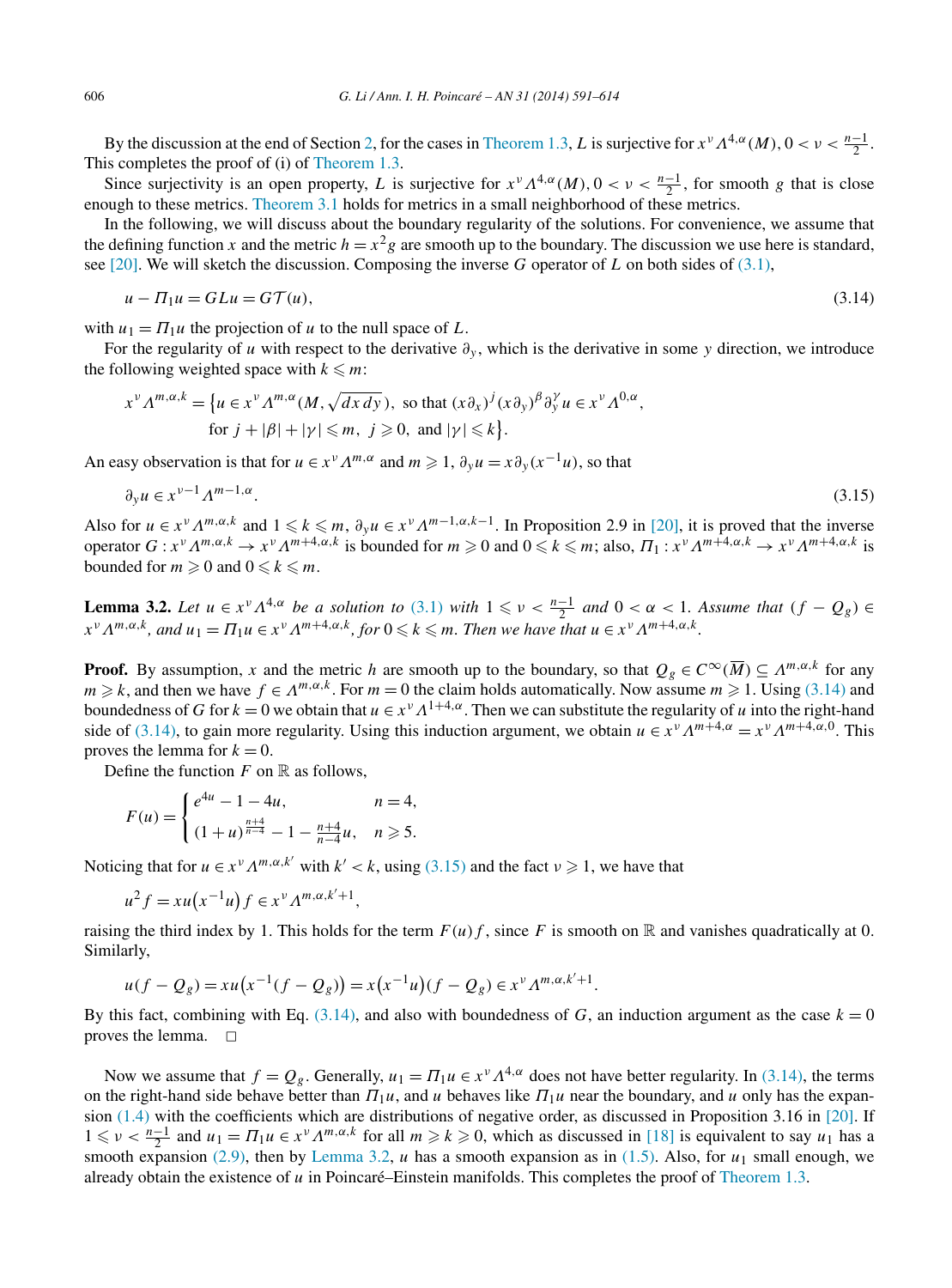By the discussion at the end of Section 2, for the cases in Theorem 1.3, $L$ is surjective for $x^\nu \Lambda^{4,\alpha}(M)$, $0 < \nu < \frac{n-1}{2}$. This completes the proof of (i) of Theorem 1.3.

Since surjectivity is an open property, $L$ is surjective for $x^\nu \Lambda^{4,\alpha}(M)$, $0 < \nu < \frac{n-1}{2}$, for smooth $g$ that is close enough to these metrics. Theorem 3.1 holds for metrics in a small neighborhood of these metrics.

In the following, we will discuss about the boundary regularity of the solutions. For convenience, we assume that the defining function $x$ and the metric $h = x^2 g$ are smooth up to the boundary. The discussion we use here is standard, see [20]. We will sketch the discussion. Composing the inverse $G$ operator of $L$ on both sides of (3.1),

$$u - \Pi_1 u = GLu = G\mathcal{T}(u), \tag{3.14}$$

with $u_1 = \Pi_1 u$ the projection of $u$ to the null space of $L$.

For the regularity of $u$ with respect to the derivative $\partial_y$, which is the derivative in some $y$ direction, we introduce the following weighted space with $k \leqslant m$:

$$\begin{aligned} x^\nu \Lambda^{m,\alpha,k} = \big\{ & u \in x^\nu \Lambda^{m,\alpha}\big(M, \sqrt{dx\,dy}\big), \text{ so that } (x\partial_x)^j (x\partial_y)^\beta \partial_y^\gamma u \in x^\nu \Lambda^{0,\alpha}, \\ & \text{for } j + |\beta| + |\gamma| \leqslant m,\ j \geqslant 0, \text{ and } |\gamma| \leqslant k \big\}. \end{aligned}$$

An easy observation is that for $u \in x^\nu \Lambda^{m,\alpha}$ and $m \geqslant 1$, $\partial_y u = x\partial_y(x^{-1}u)$, so that

$$\partial_y u \in x^{\nu-1}\Lambda^{m-1,\alpha}. \tag{3.15}$$

Also for $u \in x^\nu \Lambda^{m,\alpha,k}$ and $1 \leqslant k \leqslant m$, $\partial_y u \in x^\nu \Lambda^{m-1,\alpha,k-1}$. In Proposition 2.9 in [20], it is proved that the inverse operator $G : x^\nu \Lambda^{m,\alpha,k} \to x^\nu \Lambda^{m+4,\alpha,k}$ is bounded for $m \geqslant 0$ and $0 \leqslant k \leqslant m$; also, $\Pi_1 : x^\nu \Lambda^{m+4,\alpha,k} \to x^\nu \Lambda^{m+4,\alpha,k}$ is bounded for $m \geqslant 0$ and $0 \leqslant k \leqslant m$.

**Lemma 3.2.** *Let $u \in x^\nu \Lambda^{4,\alpha}$ be a solution to (3.1) with $1 \leqslant \nu < \frac{n-1}{2}$ and $0 < \alpha < 1$. Assume that $(f - Q_g) \in x^\nu \Lambda^{m,\alpha,k}$, and $u_1 = \Pi_1 u \in x^\nu \Lambda^{m+4,\alpha,k}$, for $0 \leqslant k \leqslant m$. Then we have that $u \in x^\nu \Lambda^{m+4,\alpha,k}$.*

**Proof.** By assumption, $x$ and the metric $h$ are smooth up to the boundary, so that $Q_g \in C^\infty(\overline{M}) \subseteq \Lambda^{m,\alpha,k}$ for any $m \geqslant k$, and then we have $f \in \Lambda^{m,\alpha,k}$. For $m = 0$ the claim holds automatically. Now assume $m \geqslant 1$. Using (3.14) and boundedness of $G$ for $k = 0$ we obtain that $u \in x^\nu \Lambda^{1+4,\alpha}$. Then we can substitute the regularity of $u$ into the right-hand side of (3.14), to gain more regularity. Using this induction argument, we obtain $u \in x^\nu \Lambda^{m+4,\alpha} = x^\nu \Lambda^{m+4,\alpha,0}$. This proves the lemma for $k = 0$.

Define the function $F$ on $\mathbb{R}$ as follows,

$$F(u) = \begin{cases} e^{4u} - 1 - 4u, & n = 4, \\ (1+u)^{\frac{n+4}{n-4}} - 1 - \frac{n+4}{n-4}u, & n \geqslant 5. \end{cases}$$

Noticing that for $u \in x^\nu \Lambda^{m,\alpha,k'}$ with $k' < k$, using (3.15) and the fact $\nu \geqslant 1$, we have that

$$u^2 f = xu\big(x^{-1}u\big) f \in x^\nu \Lambda^{m,\alpha,k'+1},$$

raising the third index by 1. This holds for the term $F(u)f$, since $F$ is smooth on $\mathbb{R}$ and vanishes quadratically at 0. Similarly,

$$u(f - Q_g) = xu\big(x^{-1}(f - Q_g)\big) = x\big(x^{-1}u\big)(f - Q_g) \in x^\nu \Lambda^{m,\alpha,k'+1}.$$

By this fact, combining with Eq. (3.14), and also with boundedness of $G$, an induction argument as the case $k = 0$ proves the lemma. $\square$

Now we assume that $f = Q_g$. Generally, $u_1 = \Pi_1 u \in x^\nu \Lambda^{4,\alpha}$ does not have better regularity. In (3.14), the terms on the right-hand side behave better than $\Pi_1 u$, and $u$ behaves like $\Pi_1 u$ near the boundary, and $u$ only has the expansion (1.4) with the coefficients which are distributions of negative order, as discussed in Proposition 3.16 in [20]. If $1 \leqslant \nu < \frac{n-1}{2}$ and $u_1 = \Pi_1 u \in x^\nu \Lambda^{m,\alpha,k}$ for all $m \geqslant k \geqslant 0$, which as discussed in [18] is equivalent to say $u_1$ has a smooth expansion (2.9), then by Lemma 3.2, $u$ has a smooth expansion as in (1.5). Also, for $u_1$ small enough, we already obtain the existence of $u$ in Poincaré–Einstein manifolds. This completes the proof of Theorem 1.3.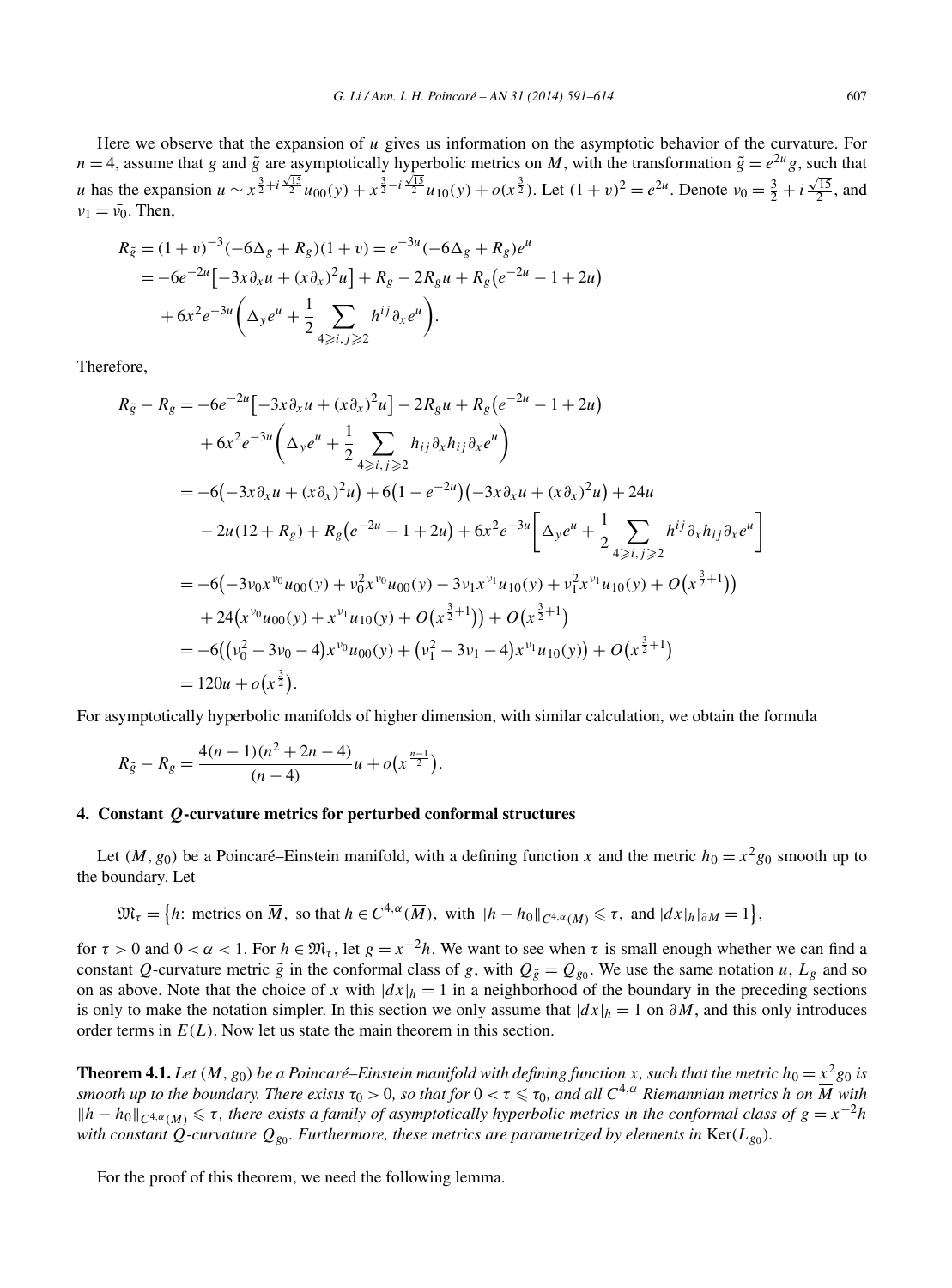Here we observe that the expansion of $u$ gives us information on the asymptotic behavior of the curvature. For $n = 4$, assume that $g$ and $\tilde{g}$ are asymptotically hyperbolic metrics on $M$, with the transformation $\tilde{g} = e^{2u}g$, such that $u$ has the expansion $u \sim x^{\frac{3}{2}+i\frac{\sqrt{15}}{2}}u_{00}(y) + x^{\frac{3}{2}-i\frac{\sqrt{15}}{2}}u_{10}(y) + o(x^{\frac{3}{2}})$. Let $(1+v)^2 = e^{2u}$. Denote $\nu_0 = \frac{3}{2} + i\frac{\sqrt{15}}{2}$, and $\nu_1 = \bar{\nu_0}$. Then,

$$
\begin{aligned}
R_{\tilde{g}} &= (1+v)^{-3}(-6\Delta_g + R_g)(1+v) = e^{-3u}(-6\Delta_g + R_g)e^u \\
&= -6e^{-2u}\big[-3x\partial_x u + (x\partial_x)^2 u\big] + R_g - 2R_g u + R_g\big(e^{-2u} - 1 + 2u\big) \\
&\quad + 6x^2 e^{-3u}\bigg(\Delta_y e^u + \frac{1}{2}\sum_{4\geqslant i,j\geqslant 2} h^{ij}\partial_x e^u\bigg).
\end{aligned}
$$

Therefore,

$$
\begin{aligned}
R_{\tilde{g}} - R_g &= -6e^{-2u}\big[-3x\partial_x u + (x\partial_x)^2 u\big] - 2R_g u + R_g\big(e^{-2u} - 1 + 2u\big) \\
&\quad + 6x^2 e^{-3u}\bigg(\Delta_y e^u + \frac{1}{2}\sum_{4\geqslant i,j\geqslant 2} h_{ij}\partial_x h_{ij}\partial_x e^u\bigg) \\
&= -6\big(-3x\partial_x u + (x\partial_x)^2 u\big) + 6\big(1 - e^{-2u}\big)\big(-3x\partial_x u + (x\partial_x)^2 u\big) + 24u \\
&\quad - 2u(12 + R_g) + R_g\big(e^{-2u} - 1 + 2u\big) + 6x^2 e^{-3u}\bigg[\Delta_y e^u + \frac{1}{2}\sum_{4\geqslant i,j\geqslant 2} h^{ij}\partial_x h_{ij}\partial_x e^u\bigg] \\
&= -6\big(-3\nu_0 x^{\nu_0}u_{00}(y) + \nu_0^2 x^{\nu_0}u_{00}(y) - 3\nu_1 x^{\nu_1}u_{10}(y) + \nu_1^2 x^{\nu_1}u_{10}(y) + O\big(x^{\frac{3}{2}+1}\big)\big) \\
&\quad + 24\big(x^{\nu_0}u_{00}(y) + x^{\nu_1}u_{10}(y) + O\big(x^{\frac{3}{2}+1}\big)\big) + O\big(x^{\frac{3}{2}+1}\big) \\
&= -6\big(\big(\nu_0^2 - 3\nu_0 - 4\big)x^{\nu_0}u_{00}(y) + \big(\nu_1^2 - 3\nu_1 - 4\big)x^{\nu_1}u_{10}(y)\big) + O\big(x^{\frac{3}{2}+1}\big) \\
&= 120u + o\big(x^{\frac{3}{2}}\big).
\end{aligned}
$$

For asymptotically hyperbolic manifolds of higher dimension, with similar calculation, we obtain the formula

$$
R_{\tilde{g}} - R_g = \frac{4(n-1)(n^2+2n-4)}{(n-4)}u + o\big(x^{\frac{n-1}{2}}\big).
$$

## 4. Constant $Q$-curvature metrics for perturbed conformal structures

Let $(M, g_0)$ be a Poincaré–Einstein manifold, with a defining function $x$ and the metric $h_0 = x^2 g_0$ smooth up to the boundary. Let

$$
\mathfrak{M}_\tau = \big\{h\colon \text{ metrics on } \overline{M}, \text{ so that } h \in C^{4,\alpha}(\overline{M}), \text{ with } \|h - h_0\|_{C^{4,\alpha}(M)} \leqslant \tau, \text{ and } |dx|_h|_{\partial M} = 1\big\},
$$

for $\tau > 0$ and $0 < \alpha < 1$. For $h \in \mathfrak{M}_\tau$, let $g = x^{-2}h$. We want to see when $\tau$ is small enough whether we can find a constant $Q$-curvature metric $\tilde{g}$ in the conformal class of $g$, with $Q_{\tilde{g}} = Q_{g_0}$. We use the same notation $u$, $L_g$ and so on as above. Note that the choice of $x$ with $|dx|_h = 1$ in a neighborhood of the boundary in the preceding sections is only to make the notation simpler. In this section we only assume that $|dx|_h = 1$ on $\partial M$, and this only introduces order terms in $E(L)$. Now let us state the main theorem in this section.

**Theorem 4.1.** *Let $(M, g_0)$ be a Poincaré–Einstein manifold with defining function $x$, such that the metric $h_0 = x^2 g_0$ is smooth up to the boundary. There exists $\tau_0 > 0$, so that for $0 < \tau \leqslant \tau_0$, and all $C^{4,\alpha}$ Riemannian metrics $h$ on $\overline{M}$ with $\|h - h_0\|_{C^{4,\alpha}(M)} \leqslant \tau$, there exists a family of asymptotically hyperbolic metrics in the conformal class of $g = x^{-2}h$ with constant $Q$-curvature $Q_{g_0}$. Furthermore, these metrics are parametrized by elements in* $\mathrm{Ker}(L_{g_0})$.

For the proof of this theorem, we need the following lemma.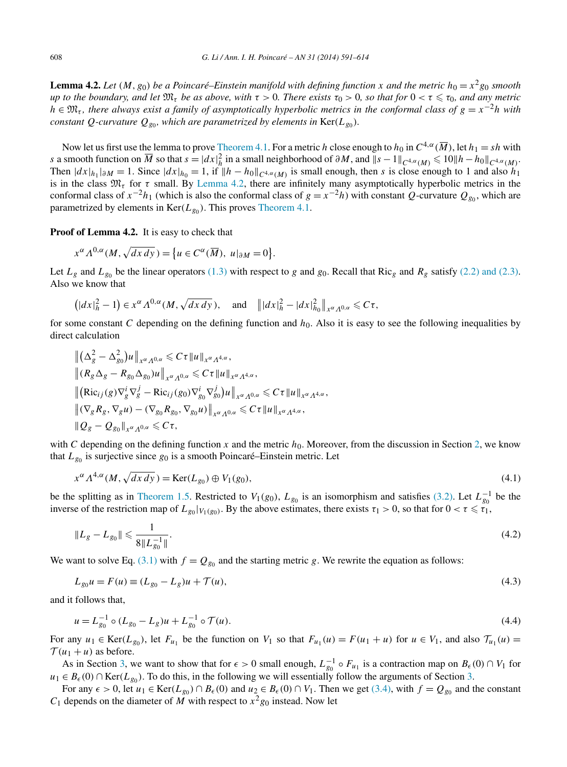**Lemma 4.2.** *Let $(M, g_0)$ be a Poincaré–Einstein manifold with defining function $x$ and the metric $h_0 = x^2 g_0$ smooth up to the boundary, and let $\mathfrak{M}_\tau$ be as above, with $\tau > 0$. There exists $\tau_0 > 0$, so that for $0 < \tau \leqslant \tau_0$, and any metric $h \in \mathfrak{M}_\tau$, there always exist a family of asymptotically hyperbolic metrics in the conformal class of $g = x^{-2}h$ with constant $Q$-curvature $Q_{g_0}$, which are parametrized by elements in* $\mathrm{Ker}(L_{g_0})$.

Now let us first use the lemma to prove Theorem 4.1. For a metric $h$ close enough to $h_0$ in $C^{4,\alpha}(\overline{M})$, let $h_1 = sh$ with $s$ a smooth function on $\overline{M}$ so that $s = |dx|_h^2$ in a small neighborhood of $\partial M$, and $\|s - 1\|_{C^{4,\alpha}(M)} \leqslant 10\|h - h_0\|_{C^{4,\alpha}(M)}$. Then $|dx|_{h_1}|_{\partial M} = 1$. Since $|dx|_{h_0} = 1$, if $\|h - h_0\|_{C^{4,\alpha}(M)}$ is small enough, then $s$ is close enough to 1 and also $h_1$ is in the class $\mathfrak{M}_\tau$ for $\tau$ small. By Lemma 4.2, there are infinitely many asymptotically hyperbolic metrics in the conformal class of $x^{-2}h_1$ (which is also the conformal class of $g = x^{-2}h$) with constant $Q$-curvature $Q_{g_0}$, which are parametrized by elements in $\mathrm{Ker}(L_{g_0})$. This proves Theorem 4.1.

**Proof of Lemma 4.2.** It is easy to check that

$$x^\alpha \Lambda^{0,\alpha}(M, \sqrt{dx\, dy}) = \{u \in C^\alpha(\overline{M}),\ u|_{\partial M} = 0\}.$$

Let $L_g$ and $L_{g_0}$ be the linear operators (1.3) with respect to $g$ and $g_0$. Recall that $\mathrm{Ric}_g$ and $R_g$ satisfy (2.2) and (2.3). Also we know that

$$\left(|dx|_h^2 - 1\right) \in x^\alpha \Lambda^{0,\alpha}(M, \sqrt{dx\, dy}), \quad \text{and} \quad \left\| |dx|_h^2 - |dx|_{h_0}^2 \right\|_{x^\alpha \Lambda^{0,\alpha}} \leqslant C\tau,$$

for some constant $C$ depending on the defining function and $h_0$. Also it is easy to see the following inequalities by direct calculation

$$\begin{aligned}
&\left\| \left(\Delta_g^2 - \Delta_{g_0}^2\right) u \right\|_{x^\alpha \Lambda^{0,\alpha}} \leqslant C\tau \|u\|_{x^\alpha \Lambda^{4,\alpha}}, \\
&\left\| (R_g \Delta_g - R_{g_0} \Delta_{g_0}) u \right\|_{x^\alpha \Lambda^{0,\alpha}} \leqslant C\tau \|u\|_{x^\alpha \Lambda^{4,\alpha}}, \\
&\left\| \left(\mathrm{Ric}_{ij}(g) \nabla_g^i \nabla_g^j - \mathrm{Ric}_{ij}(g_0) \nabla_{g_0}^i \nabla_{g_0}^j\right) u \right\|_{x^\alpha \Lambda^{0,\alpha}} \leqslant C\tau \|u\|_{x^\alpha \Lambda^{4,\alpha}}, \\
&\left\| (\nabla_g R_g, \nabla_g u) - (\nabla_{g_0} R_{g_0}, \nabla_{g_0} u) \right\|_{x^\alpha \Lambda^{0,\alpha}} \leqslant C\tau \|u\|_{x^\alpha \Lambda^{4,\alpha}}, \\
&\|Q_g - Q_{g_0}\|_{x^\alpha \Lambda^{0,\alpha}} \leqslant C\tau,
\end{aligned}$$

with $C$ depending on the defining function $x$ and the metric $h_0$. Moreover, from the discussion in Section 2, we know that $L_{g_0}$ is surjective since $g_0$ is a smooth Poincaré–Einstein metric. Let

$$x^\alpha \Lambda^{4,\alpha}(M, \sqrt{dx\, dy}) = \mathrm{Ker}(L_{g_0}) \oplus V_1(g_0), \tag{4.1}$$

be the splitting as in Theorem 1.5. Restricted to $V_1(g_0)$, $L_{g_0}$ is an isomorphism and satisfies (3.2). Let $L_{g_0}^{-1}$ be the inverse of the restriction map of $L_{g_0}|_{V_1(g_0)}$. By the above estimates, there exists $\tau_1 > 0$, so that for $0 < \tau \leqslant \tau_1$,

$$\|L_g - L_{g_0}\| \leqslant \frac{1}{8\|L_{g_0}^{-1}\|}. \tag{4.2}$$

We want to solve Eq. (3.1) with $f = Q_{g_0}$ and the starting metric $g$. We rewrite the equation as follows:

$$L_{g_0} u = F(u) \equiv (L_{g_0} - L_g)u + \mathcal{T}(u), \tag{4.3}$$

and it follows that,

$$u = L_{g_0}^{-1} \circ (L_{g_0} - L_g)u + L_{g_0}^{-1} \circ \mathcal{T}(u). \tag{4.4}$$

For any $u_1 \in \mathrm{Ker}(L_{g_0})$, let $F_{u_1}$ be the function on $V_1$ so that $F_{u_1}(u) = F(u_1 + u)$ for $u \in V_1$, and also $\mathcal{T}_{u_1}(u) = \mathcal{T}(u_1 + u)$ as before.

As in Section 3, we want to show that for $\epsilon > 0$ small enough, $L_{g_0}^{-1} \circ F_{u_1}$ is a contraction map on $B_\epsilon(0) \cap V_1$ for $u_1 \in B_\epsilon(0) \cap \mathrm{Ker}(L_{g_0})$. To do this, in the following we will essentially follow the arguments of Section 3.

For any $\epsilon > 0$, let $u_1 \in \mathrm{Ker}(L_{g_0}) \cap B_\epsilon(0)$ and $u_2 \in B_\epsilon(0) \cap V_1$. Then we get (3.4), with $f = Q_{g_0}$ and the constant $C_1$ depends on the diameter of $M$ with respect to $x^2 g_0$ instead. Now let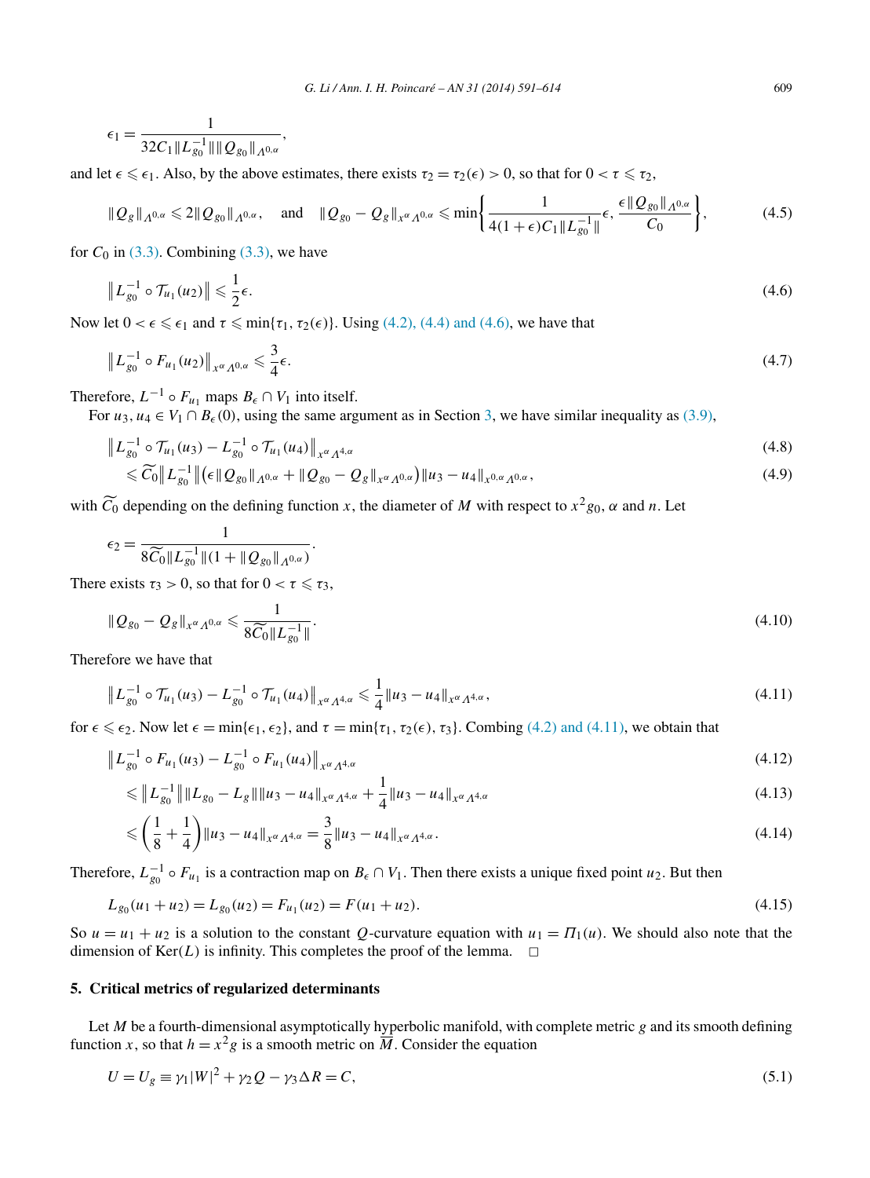$$\epsilon_1 = \frac{1}{32C_1\|L_{g_0}^{-1}\|\|Q_{g_0}\|_{\Lambda^{0,\alpha}}},$$

and let $\epsilon \leqslant \epsilon_1$. Also, by the above estimates, there exists $\tau_2 = \tau_2(\epsilon) > 0$, so that for $0 < \tau \leqslant \tau_2$,

$$\|Q_g\|_{\Lambda^{0,\alpha}} \leqslant 2\|Q_{g_0}\|_{\Lambda^{0,\alpha}}, \quad \text{and} \quad \|Q_{g_0} - Q_g\|_{x^\alpha\Lambda^{0,\alpha}} \leqslant \min\left\{\frac{1}{4(1+\epsilon)C_1\|L_{g_0}^{-1}\|}\epsilon, \frac{\epsilon\|Q_{g_0}\|_{\Lambda^{0,\alpha}}}{C_0}\right\}, \tag{4.5}$$

for $C_0$ in (3.3). Combining (3.3), we have

$$\left\|L_{g_0}^{-1} \circ \mathcal{T}_{u_1}(u_2)\right\| \leqslant \frac{1}{2}\epsilon. \tag{4.6}$$

Now let $0 < \epsilon \leqslant \epsilon_1$ and $\tau \leqslant \min\{\tau_1, \tau_2(\epsilon)\}$. Using (4.2), (4.4) and (4.6), we have that

$$\left\|L_{g_0}^{-1} \circ F_{u_1}(u_2)\right\|_{x^\alpha\Lambda^{0,\alpha}} \leqslant \frac{3}{4}\epsilon. \tag{4.7}$$

Therefore, $L^{-1} \circ F_{u_1}$ maps $B_\epsilon \cap V_1$ into itself.

For $u_3, u_4 \in V_1 \cap B_\epsilon(0)$, using the same argument as in Section 3, we have similar inequality as (3.9),

$$\left\|L_{g_0}^{-1} \circ \mathcal{T}_{u_1}(u_3) - L_{g_0}^{-1} \circ \mathcal{T}_{u_1}(u_4)\right\|_{x^\alpha\Lambda^{4,\alpha}} \tag{4.8}$$

$$\leqslant \widetilde{C_0}\left\|L_{g_0}^{-1}\right\|\left(\epsilon\|Q_{g_0}\|_{\Lambda^{0,\alpha}} + \|Q_{g_0} - Q_g\|_{x^\alpha\Lambda^{0,\alpha}}\right)\|u_3 - u_4\|_{x^{0,\alpha}\Lambda^{0,\alpha}}, \tag{4.9}$$

with $\widetilde{C_0}$ depending on the defining function $x$, the diameter of $M$ with respect to $x^2 g_0$, $\alpha$ and $n$. Let

$$\epsilon_2 = \frac{1}{8\widetilde{C_0}\|L_{g_0}^{-1}\|(1 + \|Q_{g_0}\|_{\Lambda^{0,\alpha}})}.$$

There exists $\tau_3 > 0$, so that for $0 < \tau \leqslant \tau_3$,

$$\|Q_{g_0} - Q_g\|_{x^\alpha\Lambda^{0,\alpha}} \leqslant \frac{1}{8\widetilde{C_0}\|L_{g_0}^{-1}\|}. \tag{4.10}$$

Therefore we have that

$$\left\|L_{g_0}^{-1} \circ \mathcal{T}_{u_1}(u_3) - L_{g_0}^{-1} \circ \mathcal{T}_{u_1}(u_4)\right\|_{x^\alpha\Lambda^{4,\alpha}} \leqslant \frac{1}{4}\|u_3 - u_4\|_{x^\alpha\Lambda^{4,\alpha}}, \tag{4.11}$$

for $\epsilon \leqslant \epsilon_2$. Now let $\epsilon = \min\{\epsilon_1, \epsilon_2\}$, and $\tau = \min\{\tau_1, \tau_2(\epsilon), \tau_3\}$. Combing (4.2) and (4.11), we obtain that

$$\left\|L_{g_0}^{-1} \circ F_{u_1}(u_3) - L_{g_0}^{-1} \circ F_{u_1}(u_4)\right\|_{x^\alpha\Lambda^{4,\alpha}} \tag{4.12}$$

$$\leqslant \left\|L_{g_0}^{-1}\right\|\|L_{g_0} - L_g\|\|u_3 - u_4\|_{x^\alpha\Lambda^{4,\alpha}} + \frac{1}{4}\|u_3 - u_4\|_{x^\alpha\Lambda^{4,\alpha}} \tag{4.13}$$

$$\leqslant \left(\frac{1}{8} + \frac{1}{4}\right)\|u_3 - u_4\|_{x^\alpha\Lambda^{4,\alpha}} = \frac{3}{8}\|u_3 - u_4\|_{x^\alpha\Lambda^{4,\alpha}}. \tag{4.14}$$

Therefore, $L_{g_0}^{-1} \circ F_{u_1}$ is a contraction map on $B_\epsilon \cap V_1$. Then there exists a unique fixed point $u_2$. But then

$$L_{g_0}(u_1 + u_2) = L_{g_0}(u_2) = F_{u_1}(u_2) = F(u_1 + u_2). \tag{4.15}$$

So $u = u_1 + u_2$ is a solution to the constant $Q$-curvature equation with $u_1 = \Pi_1(u)$. We should also note that the dimension of $\mathrm{Ker}(L)$ is infinity. This completes the proof of the lemma. $\square$

## 5. Critical metrics of regularized determinants

Let $M$ be a fourth-dimensional asymptotically hyperbolic manifold, with complete metric $g$ and its smooth defining function $x$, so that $h = x^2 g$ is a smooth metric on $\overline{M}$. Consider the equation

$$U = U_g \equiv \gamma_1|W|^2 + \gamma_2 Q - \gamma_3\Delta R = C, \tag{5.1}$$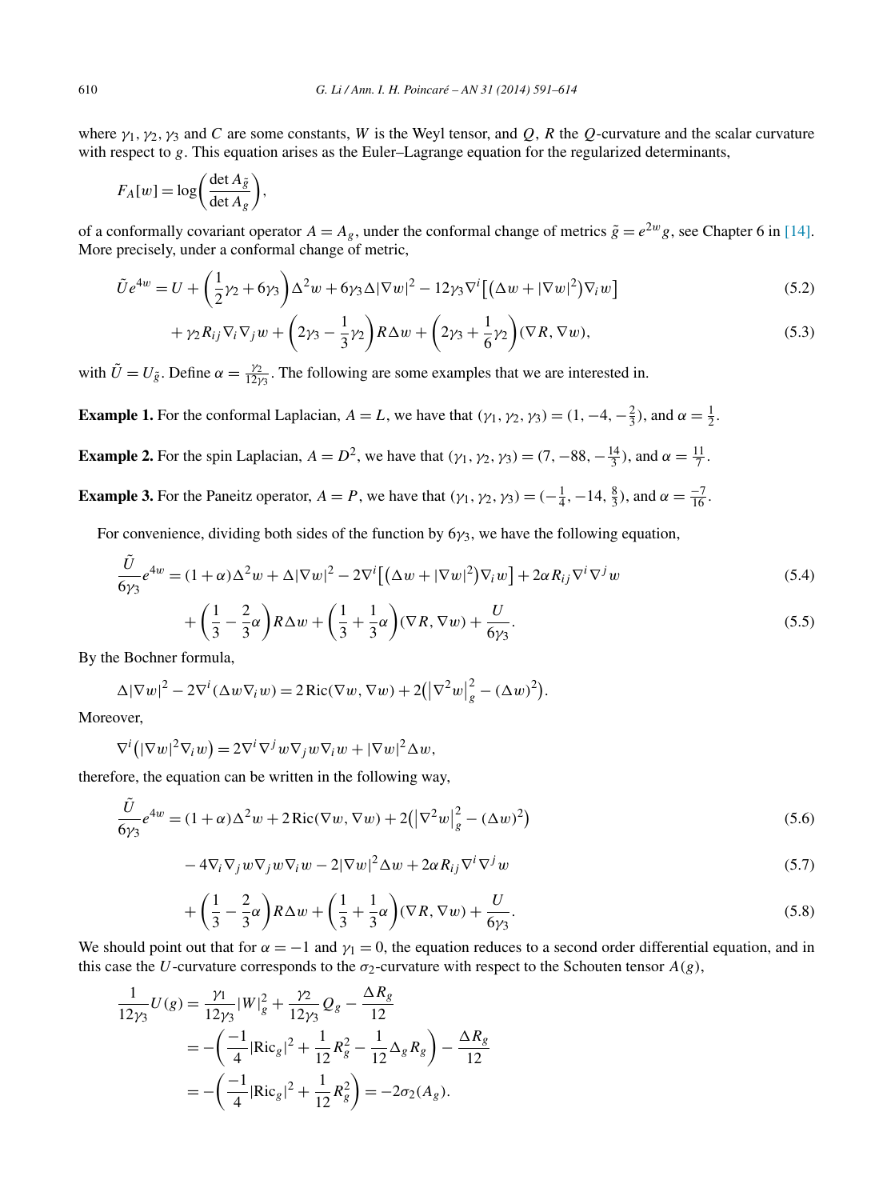where $\gamma_1, \gamma_2, \gamma_3$ and $C$ are some constants, $W$ is the Weyl tensor, and $Q$, $R$ the $Q$-curvature and the scalar curvature with respect to $g$. This equation arises as the Euler–Lagrange equation for the regularized determinants,

$$F_A[w] = \log\left(\frac{\det A_{\tilde{g}}}{\det A_g}\right),$$

of a conformally covariant operator $A = A_g$, under the conformal change of metrics $\tilde{g} = e^{2w} g$, see Chapter 6 in [14]. More precisely, under a conformal change of metric,

$$\tilde{U} e^{4w} = U + \left(\frac{1}{2}\gamma_2 + 6\gamma_3\right)\Delta^2 w + 6\gamma_3 \Delta|\nabla w|^2 - 12\gamma_3 \nabla^i\left[\left(\Delta w + |\nabla w|^2\right)\nabla_i w\right] \tag{5.2}$$

$$+ \gamma_2 R_{ij}\nabla_i\nabla_j w + \left(2\gamma_3 - \frac{1}{3}\gamma_2\right) R\Delta w + \left(2\gamma_3 + \frac{1}{6}\gamma_2\right)(\nabla R, \nabla w), \tag{5.3}$$

with $\tilde{U} = U_{\tilde{g}}$. Define $\alpha = \frac{\gamma_2}{12\gamma_3}$. The following are some examples that we are interested in.

**Example 1.** For the conformal Laplacian, $A = L$, we have that $(\gamma_1, \gamma_2, \gamma_3) = (1, -4, -\frac{2}{3})$, and $\alpha = \frac{1}{2}$.

**Example 2.** For the spin Laplacian, $A = D^2$, we have that $(\gamma_1, \gamma_2, \gamma_3) = (7, -88, -\frac{14}{3})$, and $\alpha = \frac{11}{7}$.

**Example 3.** For the Paneitz operator, $A = P$, we have that $(\gamma_1, \gamma_2, \gamma_3) = (-\frac{1}{4}, -14, \frac{8}{3})$, and $\alpha = \frac{-7}{16}$.

For convenience, dividing both sides of the function by $6\gamma_3$, we have the following equation,

$$\frac{\tilde{U}}{6\gamma_3} e^{4w} = (1+\alpha)\Delta^2 w + \Delta|\nabla w|^2 - 2\nabla^i\left[\left(\Delta w + |\nabla w|^2\right)\nabla_i w\right] + 2\alpha R_{ij}\nabla^i\nabla^j w \tag{5.4}$$

$$+ \left(\frac{1}{3} - \frac{2}{3}\alpha\right) R\Delta w + \left(\frac{1}{3} + \frac{1}{3}\alpha\right)(\nabla R, \nabla w) + \frac{U}{6\gamma_3}. \tag{5.5}$$

By the Bochner formula,

$$\Delta|\nabla w|^2 - 2\nabla^i(\Delta w \nabla_i w) = 2\operatorname{Ric}(\nabla w, \nabla w) + 2\left(\left|\nabla^2 w\right|_g^2 - (\Delta w)^2\right).$$

Moreover,

$$\nabla^i\left(|\nabla w|^2 \nabla_i w\right) = 2\nabla^i\nabla^j w \nabla_j w \nabla_i w + |\nabla w|^2 \Delta w,$$

therefore, the equation can be written in the following way,

$$\frac{\tilde{U}}{6\gamma_3} e^{4w} = (1+\alpha)\Delta^2 w + 2\operatorname{Ric}(\nabla w, \nabla w) + 2\left(\left|\nabla^2 w\right|_g^2 - (\Delta w)^2\right) \tag{5.6}$$

$$- 4\nabla_i\nabla_j w \nabla_j w \nabla_i w - 2|\nabla w|^2 \Delta w + 2\alpha R_{ij}\nabla^i\nabla^j w \tag{5.7}$$

$$+ \left(\frac{1}{3} - \frac{2}{3}\alpha\right) R\Delta w + \left(\frac{1}{3} + \frac{1}{3}\alpha\right)(\nabla R, \nabla w) + \frac{U}{6\gamma_3}. \tag{5.8}$$

We should point out that for $\alpha = -1$ and $\gamma_1 = 0$, the equation reduces to a second order differential equation, and in this case the $U$-curvature corresponds to the $\sigma_2$-curvature with respect to the Schouten tensor $A(g)$,

$$\begin{aligned}
\frac{1}{12\gamma_3} U(g) &= \frac{\gamma_1}{12\gamma_3}|W|_g^2 + \frac{\gamma_2}{12\gamma_3} Q_g - \frac{\Delta R_g}{12} \\
&= -\left(\frac{-1}{4}|\operatorname{Ric}_g|^2 + \frac{1}{12}R_g^2 - \frac{1}{12}\Delta_g R_g\right) - \frac{\Delta R_g}{12} \\
&= -\left(\frac{-1}{4}|\operatorname{Ric}_g|^2 + \frac{1}{12}R_g^2\right) = -2\sigma_2(A_g).
\end{aligned}$$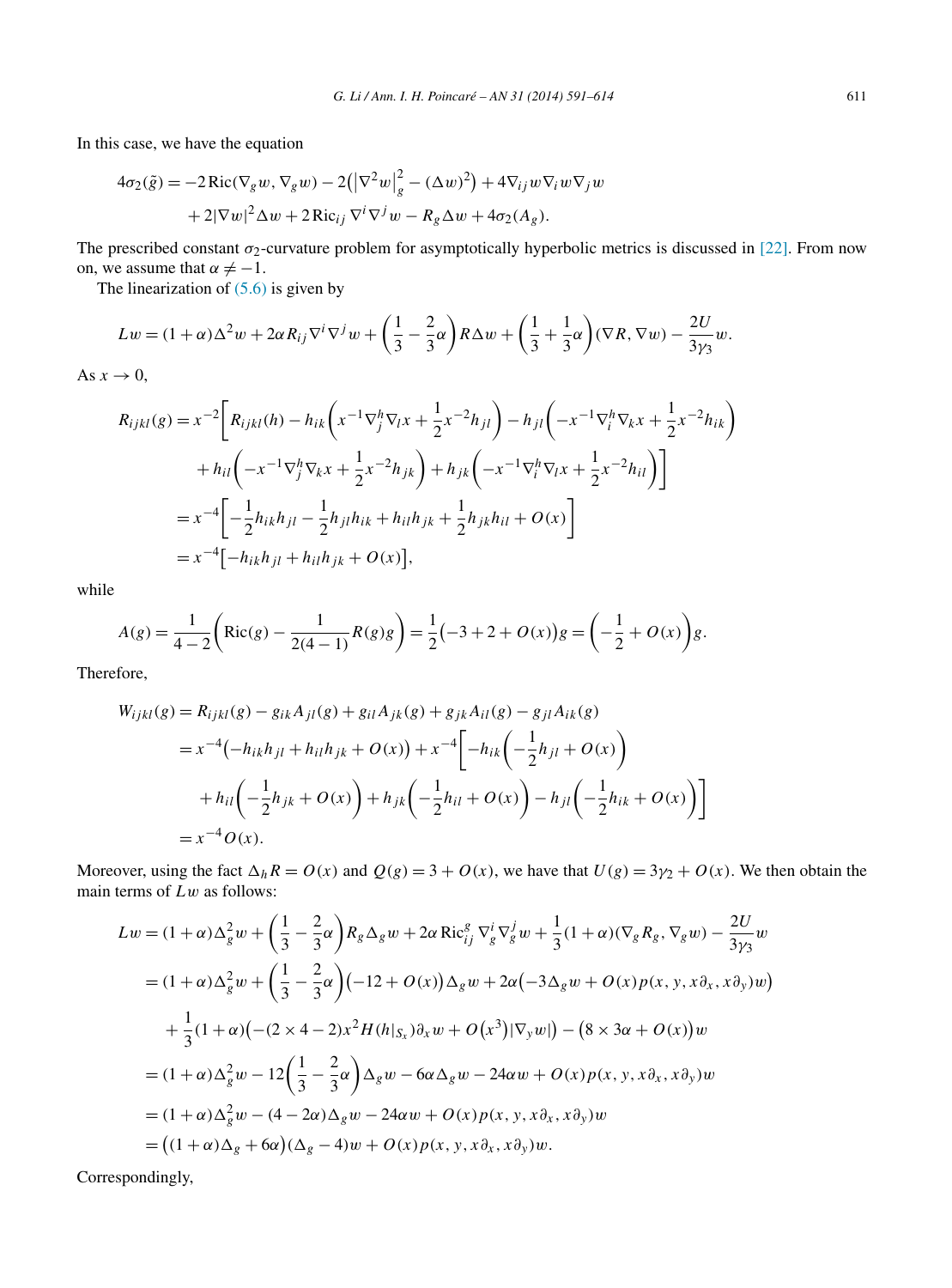In this case, we have the equation

$$
\begin{aligned}
4\sigma_2(\tilde{g}) = & -2\operatorname{Ric}(\nabla_g w, \nabla_g w) - 2\left(\left|\nabla^2 w\right|_g^2 - (\Delta w)^2\right) + 4\nabla_{ij} w \nabla_i w \nabla_j w \\
& + 2|\nabla w|^2 \Delta w + 2\operatorname{Ric}_{ij} \nabla^i \nabla^j w - R_g \Delta w + 4\sigma_2(A_g).
\end{aligned}
$$

The prescribed constant $\sigma_2$-curvature problem for asymptotically hyperbolic metrics is discussed in [22]. From now on, we assume that $\alpha \neq -1$.

The linearization of (5.6) is given by

$$
Lw = (1+\alpha)\Delta^2 w + 2\alpha R_{ij} \nabla^i \nabla^j w + \left(\frac{1}{3} - \frac{2}{3}\alpha\right) R \Delta w + \left(\frac{1}{3} + \frac{1}{3}\alpha\right)(\nabla R, \nabla w) - \frac{2U}{3\gamma_3} w.
$$

As $x \to 0$,

$$
\begin{aligned}
R_{ijkl}(g) &= x^{-2}\bigg[R_{ijkl}(h) - h_{ik}\left(x^{-1}\nabla_j^h \nabla_l x + \frac{1}{2}x^{-2}h_{jl}\right) - h_{jl}\left(-x^{-1}\nabla_i^h \nabla_k x + \frac{1}{2}x^{-2}h_{ik}\right) \\
&\quad + h_{il}\left(-x^{-1}\nabla_j^h \nabla_k x + \frac{1}{2}x^{-2}h_{jk}\right) + h_{jk}\left(-x^{-1}\nabla_i^h \nabla_l x + \frac{1}{2}x^{-2}h_{il}\right)\bigg] \\
&= x^{-4}\left[-\frac{1}{2}h_{ik}h_{jl} - \frac{1}{2}h_{jl}h_{ik} + h_{il}h_{jk} + \frac{1}{2}h_{jk}h_{il} + O(x)\right] \\
&= x^{-4}\left[-h_{ik}h_{jl} + h_{il}h_{jk} + O(x)\right],
\end{aligned}
$$

while

$$
A(g) = \frac{1}{4-2}\left(\operatorname{Ric}(g) - \frac{1}{2(4-1)}R(g)g\right) = \frac{1}{2}\big(-3+2+O(x)\big)g = \left(-\frac{1}{2} + O(x)\right)g.
$$

Therefore,

$$
\begin{aligned}
W_{ijkl}(g) &= R_{ijkl}(g) - g_{ik}A_{jl}(g) + g_{il}A_{jk}(g) + g_{jk}A_{il}(g) - g_{jl}A_{ik}(g) \\
&= x^{-4}\big(-h_{ik}h_{jl} + h_{il}h_{jk} + O(x)\big) + x^{-4}\bigg[-h_{ik}\left(-\frac{1}{2}h_{jl} + O(x)\right) \\
&\quad + h_{il}\left(-\frac{1}{2}h_{jk} + O(x)\right) + h_{jk}\left(-\frac{1}{2}h_{il} + O(x)\right) - h_{jl}\left(-\frac{1}{2}h_{ik} + O(x)\right)\bigg] \\
&= x^{-4}O(x).
\end{aligned}
$$

Moreover, using the fact $\Delta_h R = O(x)$ and $Q(g) = 3 + O(x)$, we have that $U(g) = 3\gamma_2 + O(x)$. We then obtain the main terms of $Lw$ as follows:

$$
\begin{aligned}
Lw &= (1+\alpha)\Delta_g^2 w + \left(\frac{1}{3} - \frac{2}{3}\alpha\right) R_g \Delta_g w + 2\alpha \operatorname{Ric}_{ij}^g \nabla_g^i \nabla_g^j w + \frac{1}{3}(1+\alpha)(\nabla_g R_g, \nabla_g w) - \frac{2U}{3\gamma_3} w \\
&= (1+\alpha)\Delta_g^2 w + \left(\frac{1}{3} - \frac{2}{3}\alpha\right)\big(-12 + O(x)\big)\Delta_g w + 2\alpha\big(-3\Delta_g w + O(x)p(x, y, x\partial_x, x\partial_y)w\big) \\
&\quad + \frac{1}{3}(1+\alpha)\big(-(2\times 4 - 2)x^2 H(h|_{S_x})\partial_x w + O\big(x^3\big)|\nabla_y w|\big) - \big(8 \times 3\alpha + O(x)\big)w \\
&= (1+\alpha)\Delta_g^2 w - 12\left(\frac{1}{3} - \frac{2}{3}\alpha\right)\Delta_g w - 6\alpha\Delta_g w - 24\alpha w + O(x)p(x, y, x\partial_x, x\partial_y)w \\
&= (1+\alpha)\Delta_g^2 w - (4 - 2\alpha)\Delta_g w - 24\alpha w + O(x)p(x, y, x\partial_x, x\partial_y)w \\
&= \big((1+\alpha)\Delta_g + 6\alpha\big)(\Delta_g - 4)w + O(x)p(x, y, x\partial_x, x\partial_y)w.
\end{aligned}
$$

Correspondingly,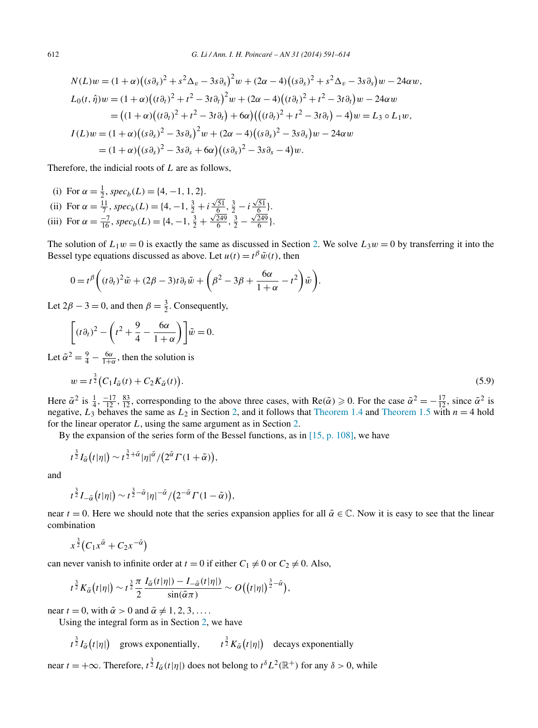$$N(L)w = (1+\alpha)\big((s\partial_s)^2 + s^2\Delta_v - 3s\partial_s\big)^2 w + (2\alpha - 4)\big((s\partial_s)^2 + s^2\Delta_v - 3s\partial_s\big)w - 24\alpha w,$$

$$\begin{aligned}
L_0(t,\hat{\eta})w &= (1+\alpha)\big((t\partial_t)^2 + t^2 - 3t\partial_t\big)^2 w + (2\alpha - 4)\big((t\partial_t)^2 + t^2 - 3t\partial_t\big)w - 24\alpha w \\
&= \big((1+\alpha)\big((t\partial_t)^2 + t^2 - 3t\partial_t\big) + 6\alpha\big)\big(\big((t\partial_t)^2 + t^2 - 3t\partial_t\big) - 4\big)w = L_3 \circ L_1 w,
\end{aligned}$$

$$\begin{aligned}
I(L)w &= (1+\alpha)\big((s\partial_s)^2 - 3s\partial_s\big)^2 w + (2\alpha - 4)\big((s\partial_s)^2 - 3s\partial_s\big)w - 24\alpha w \\
&= (1+\alpha)\big((s\partial_s)^2 - 3s\partial_s + 6\alpha\big)\big((s\partial_s)^2 - 3s\partial_s - 4\big)w.
\end{aligned}$$

Therefore, the indicial roots of $L$ are as follows,

(i) For $\alpha = \frac{1}{2}$, $spec_b(L) = \{4, -1, 1, 2\}$.
(ii) For $\alpha = \frac{11}{7}$, $spec_b(L) = \{4, -1, \frac{3}{2} + i\frac{\sqrt{51}}{6}, \frac{3}{2} - i\frac{\sqrt{51}}{6}\}$.
(iii) For $\alpha = \frac{-7}{16}$, $spec_b(L) = \{4, -1, \frac{3}{2} + \frac{\sqrt{249}}{6}, \frac{3}{2} - \frac{\sqrt{249}}{6}\}$.

The solution of $L_1 w = 0$ is exactly the same as discussed in Section 2. We solve $L_3 w = 0$ by transferring it into the Bessel type equations discussed as above. Let $u(t) = t^\beta \tilde{w}(t)$, then

$$0 = t^\beta\left((t\partial_t)^2\tilde{w} + (2\beta - 3)t\partial_t\tilde{w} + \left(\beta^2 - 3\beta + \frac{6\alpha}{1+\alpha} - t^2\right)\tilde{w}\right).$$

Let $2\beta - 3 = 0$, and then $\beta = \frac{3}{2}$. Consequently,

$$\left[(t\partial_t)^2 - \left(t^2 + \frac{9}{4} - \frac{6\alpha}{1+\alpha}\right)\right]\tilde{w} = 0.$$

Let $\tilde{\alpha}^2 = \frac{9}{4} - \frac{6\alpha}{1+\alpha}$, then the solution is

$$w = t^{\frac{3}{2}}\big(C_1 I_{\tilde{\alpha}}(t) + C_2 K_{\tilde{\alpha}}(t)\big). \tag{5.9}$$

Here $\tilde{\alpha}^2$ is $\frac{1}{4}, \frac{-17}{12}, \frac{83}{12}$, corresponding to the above three cases, with $\mathrm{Re}(\tilde{\alpha}) \geqslant 0$. For the case $\tilde{\alpha}^2 = -\frac{17}{12}$, since $\tilde{\alpha}^2$ is negative, $L_3$ behaves the same as $L_2$ in Section 2, and it follows that Theorem 1.4 and Theorem 1.5 with $n = 4$ hold for the linear operator $L$, using the same argument as in Section 2.

By the expansion of the series form of the Bessel functions, as in [15, p. 108], we have

$$t^{\frac{3}{2}} I_{\tilde{\alpha}}\big(t|\eta|\big) \sim t^{\frac{3}{2}+\tilde{\alpha}}|\eta|^{\tilde{\alpha}}/\big(2^{\tilde{\alpha}}\Gamma(1+\tilde{\alpha})\big),$$

and

$$t^{\frac{3}{2}} I_{-\tilde{\alpha}}\big(t|\eta|\big) \sim t^{\frac{3}{2}-\tilde{\alpha}}|\eta|^{-\tilde{\alpha}}/\big(2^{-\tilde{\alpha}}\Gamma(1-\tilde{\alpha})\big),$$

near $t = 0$. Here we should note that the series expansion applies for all $\tilde{\alpha} \in \mathbb{C}$. Now it is easy to see that the linear combination

$$x^{\frac{3}{2}}\big(C_1 x^{\tilde{\alpha}} + C_2 x^{-\tilde{\alpha}}\big)$$

can never vanish to infinite order at $t = 0$ if either $C_1 \neq 0$ or $C_2 \neq 0$. Also,

$$t^{\frac{3}{2}} K_{\tilde{\alpha}}\big(t|\eta|\big) \sim t^{\frac{3}{2}}\frac{\pi}{2}\frac{I_{\tilde{\alpha}}(t|\eta|) - I_{-\tilde{\alpha}}(t|\eta|)}{\sin(\tilde{\alpha}\pi)} \sim O\big(\big(t|\eta|\big)^{\frac{3}{2}-\tilde{\alpha}}\big),$$

near $t = 0$, with $\tilde{\alpha} > 0$ and $\tilde{\alpha} \neq 1, 2, 3, \ldots$.

Using the integral form as in Section 2, we have

$$t^{\frac{3}{2}} I_{\tilde{\alpha}}\big(t|\eta|\big) \quad \text{grows exponentially}, \qquad t^{\frac{3}{2}} K_{\tilde{\alpha}}\big(t|\eta|\big) \quad \text{decays exponentially}$$

near $t = +\infty$. Therefore, $t^{\frac{3}{2}} I_{\tilde{\alpha}}(t|\eta|)$ does not belong to $t^\delta L^2(\mathbb{R}^+)$ for any $\delta > 0$, while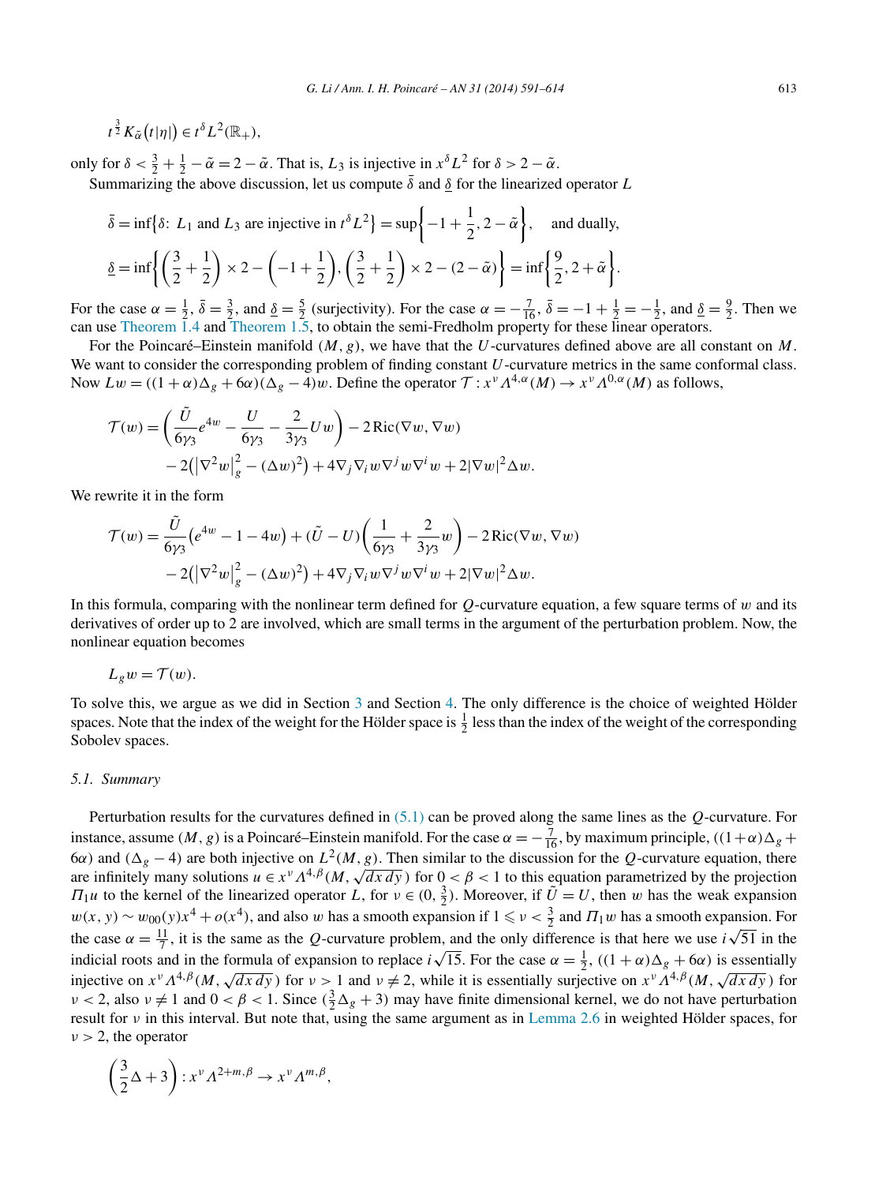$$t^{\frac{3}{2}} K_{\tilde{\alpha}}\big(t|\eta|\big) \in t^{\delta} L^2(\mathbb{R}_+),$$

only for $\delta < \frac{3}{2} + \frac{1}{2} - \tilde{\alpha} = 2 - \tilde{\alpha}$. That is, $L_3$ is injective in $x^{\delta} L^2$ for $\delta > 2 - \tilde{\alpha}$.

Summarizing the above discussion, let us compute $\bar{\delta}$ and $\underline{\delta}$ for the linearized operator $L$

$$\bar{\delta} = \inf\{\delta\colon\ L_1 \text{ and } L_3 \text{ are injective in } t^{\delta} L^2\} = \sup\left\{-1 + \frac{1}{2}, 2 - \tilde{\alpha}\right\}, \quad \text{and dually,}$$

$$\underline{\delta} = \inf\left\{\left(\frac{3}{2} + \frac{1}{2}\right) \times 2 - \left(-1 + \frac{1}{2}\right), \left(\frac{3}{2} + \frac{1}{2}\right) \times 2 - (2 - \tilde{\alpha})\right\} = \inf\left\{\frac{9}{2}, 2 + \tilde{\alpha}\right\}.$$

For the case $\alpha = \frac{1}{2}$, $\bar{\delta} = \frac{3}{2}$, and $\underline{\delta} = \frac{5}{2}$ (surjectivity). For the case $\alpha = -\frac{7}{16}$, $\bar{\delta} = -1 + \frac{1}{2} = -\frac{1}{2}$, and $\underline{\delta} = \frac{9}{2}$. Then we can use Theorem 1.4 and Theorem 1.5, to obtain the semi-Fredholm property for these linear operators.

For the Poincaré–Einstein manifold $(M, g)$, we have that the $U$-curvatures defined above are all constant on $M$. We want to consider the corresponding problem of finding constant $U$-curvature metrics in the same conformal class. Now $Lw = ((1+\alpha)\Delta_g + 6\alpha)(\Delta_g - 4)w$. Define the operator $\mathcal{T} : x^{\nu}\Lambda^{4,\alpha}(M) \to x^{\nu}\Lambda^{0,\alpha}(M)$ as follows,

$$\mathcal{T}(w) = \left(\frac{\tilde{U}}{6\gamma_3} e^{4w} - \frac{U}{6\gamma_3} - \frac{2}{3\gamma_3} U w\right) - 2\,\mathrm{Ric}(\nabla w, \nabla w)$$
$$- 2\big(\big|\nabla^2 w\big|_g^2 - (\Delta w)^2\big) + 4\nabla_j \nabla_i w \nabla^j w \nabla^i w + 2|\nabla w|^2 \Delta w.$$

We rewrite it in the form

$$\mathcal{T}(w) = \frac{\tilde{U}}{6\gamma_3}\big(e^{4w} - 1 - 4w\big) + (\tilde{U} - U)\left(\frac{1}{6\gamma_3} + \frac{2}{3\gamma_3} w\right) - 2\,\mathrm{Ric}(\nabla w, \nabla w)$$
$$- 2\big(\big|\nabla^2 w\big|_g^2 - (\Delta w)^2\big) + 4\nabla_j \nabla_i w \nabla^j w \nabla^i w + 2|\nabla w|^2 \Delta w.$$

In this formula, comparing with the nonlinear term defined for $Q$-curvature equation, a few square terms of $w$ and its derivatives of order up to 2 are involved, which are small terms in the argument of the perturbation problem. Now, the nonlinear equation becomes

$$L_g w = \mathcal{T}(w).$$

To solve this, we argue as we did in Section 3 and Section 4. The only difference is the choice of weighted Hölder spaces. Note that the index of the weight for the Hölder space is $\frac{1}{2}$ less than the index of the weight of the corresponding Sobolev spaces.

### 5.1. *Summary*

Perturbation results for the curvatures defined in (5.1) can be proved along the same lines as the $Q$-curvature. For instance, assume $(M, g)$ is a Poincaré–Einstein manifold. For the case $\alpha = -\frac{7}{16}$, by maximum principle, $((1+\alpha)\Delta_g + 6\alpha)$ and $(\Delta_g - 4)$ are both injective on $L^2(M, g)$. Then similar to the discussion for the $Q$-curvature equation, there are infinitely many solutions $u \in x^{\nu}\Lambda^{4,\beta}(M, \sqrt{dx\,dy})$ for $0 < \beta < 1$ to this equation parametrized by the projection $\Pi_1 u$ to the kernel of the linearized operator $L$, for $\nu \in (0, \frac{3}{2})$. Moreover, if $\tilde{U} = U$, then $w$ has the weak expansion $w(x, y) \sim w_{00}(y)x^4 + o(x^4)$, and also $w$ has a smooth expansion if $1 \leqslant \nu < \frac{3}{2}$ and $\Pi_1 w$ has a smooth expansion. For the case $\alpha = \frac{11}{7}$, it is the same as the $Q$-curvature problem, and the only difference is that here we use $i\sqrt{51}$ in the indicial roots and in the formula of expansion to replace $i\sqrt{15}$. For the case $\alpha = \frac{1}{2}$, $((1+\alpha)\Delta_g + 6\alpha)$ is essentially injective on $x^{\nu}\Lambda^{4,\beta}(M, \sqrt{dx\,dy})$ for $\nu > 1$ and $\nu \neq 2$, while it is essentially surjective on $x^{\nu}\Lambda^{4,\beta}(M, \sqrt{dx\,dy})$ for $\nu < 2$, also $\nu \neq 1$ and $0 < \beta < 1$. Since $(\frac{3}{2}\Delta_g + 3)$ may have finite dimensional kernel, we do not have perturbation result for $\nu$ in this interval. But note that, using the same argument as in Lemma 2.6 in weighted Hölder spaces, for $\nu > 2$, the operator

$$\left(\frac{3}{2}\Delta + 3\right) : x^{\nu}\Lambda^{2+m,\beta} \to x^{\nu}\Lambda^{m,\beta},$$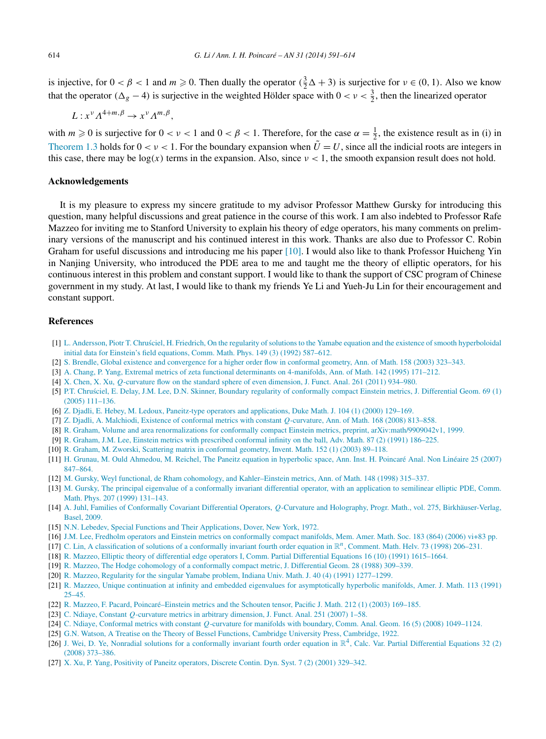is injective, for $0 < \beta < 1$ and $m \geqslant 0$. Then dually the operator $(\frac{3}{2}\Delta + 3)$ is surjective for $\nu \in (0, 1)$. Also we know that the operator $(\Delta_g - 4)$ is surjective in the weighted Hölder space with $0 < \nu < \frac{3}{2}$, then the linearized operator

$$L : x^\nu \Lambda^{4+m,\beta} \to x^\nu \Lambda^{m,\beta},$$

with $m \geqslant 0$ is surjective for $0 < \nu < 1$ and $0 < \beta < 1$. Therefore, for the case $\alpha = \frac{1}{2}$, the existence result as in (i) in Theorem 1.3 holds for $0 < \nu < 1$. For the boundary expansion when $\tilde{U} = U$, since all the indicial roots are integers in this case, there may be $\log(x)$ terms in the expansion. Also, since $\nu < 1$, the smooth expansion result does not hold.

## Acknowledgements

It is my pleasure to express my sincere gratitude to my advisor Professor Matthew Gursky for introducing this question, many helpful discussions and great patience in the course of this work. I am also indebted to Professor Rafe Mazzeo for inviting me to Stanford University to explain his theory of edge operators, his many comments on preliminary versions of the manuscript and his continued interest in this work. Thanks are also due to Professor C. Robin Graham for useful discussions and introducing me his paper [10]. I would also like to thank Professor Huicheng Yin in Nanjing University, who introduced the PDE area to me and taught me the theory of elliptic operators, for his continuous interest in this problem and constant support. I would like to thank the support of CSC program of Chinese government in my study. At last, I would like to thank my friends Ye Li and Yueh-Ju Lin for their encouragement and constant support.

## References

[1] L. Andersson, Piotr T. Chruściel, H. Friedrich, On the regularity of solutions to the Yamabe equation and the existence of smooth hyperboloidal initial data for Einstein's field equations, Comm. Math. Phys. 149 (3) (1992) 587–612.

[2] S. Brendle, Global existence and convergence for a higher order flow in conformal geometry, Ann. of Math. 158 (2003) 323–343.

[3] A. Chang, P. Yang, Extremal metrics of zeta functional determinants on 4-manifolds, Ann. of Math. 142 (1995) 171–212.

[4] X. Chen, X. Xu, $Q$-curvature flow on the standard sphere of even dimension, J. Funct. Anal. 261 (2011) 934–980.

[5] P.T. Chruściel, E. Delay, J.M. Lee, D.N. Skinner, Boundary regularity of conformally compact Einstein metrics, J. Differential Geom. 69 (1) (2005) 111–136.

[6] Z. Djadli, E. Hebey, M. Ledoux, Paneitz-type operators and applications, Duke Math. J. 104 (1) (2000) 129–169.

[7] Z. Djadli, A. Malchiodi, Existence of conformal metrics with constant $Q$-curvature, Ann. of Math. 168 (2008) 813–858.

[8] R. Graham, Volume and area renormalizations for conformally compact Einstein metrics, preprint, arXiv:math/9909042v1, 1999.

[9] R. Graham, J.M. Lee, Einstein metrics with prescribed conformal infinity on the ball, Adv. Math. 87 (2) (1991) 186–225.

[10] R. Graham, M. Zworski, Scattering matrix in conformal geometry, Invent. Math. 152 (1) (2003) 89–118.

[11] H. Grunau, M. Ould Ahmedou, M. Reichel, The Paneitz equation in hyperbolic space, Ann. Inst. H. Poincaré Anal. Non Linéaire 25 (2007) 847–864.

[12] M. Gursky, Weyl functional, de Rham cohomology, and Kahler–Einstein metrics, Ann. of Math. 148 (1998) 315–337.

[13] M. Gursky, The principal eigenvalue of a conformally invariant differential operator, with an application to semilinear elliptic PDE, Comm. Math. Phys. 207 (1999) 131–143.

[14] A. Juhl, Families of Conformally Covariant Differential Operators, $Q$-Curvature and Holography, Progr. Math., vol. 275, Birkhäuser-Verlag, Basel, 2009.

[15] N.N. Lebedev, Special Functions and Their Applications, Dover, New York, 1972.

[16] J.M. Lee, Fredholm operators and Einstein metrics on conformally compact manifolds, Mem. Amer. Math. Soc. 183 (864) (2006) vi+83 pp.

[17] C. Lin, A classification of solutions of a conformally invariant fourth order equation in $\mathbb{R}^n$, Comment. Math. Helv. 73 (1998) 206–231.

[18] R. Mazzeo, Elliptic theory of differential edge operators I, Comm. Partial Differential Equations 16 (10) (1991) 1615–1664.

[19] R. Mazzeo, The Hodge cohomology of a conformally compact metric, J. Differential Geom. 28 (1988) 309–339.

[20] R. Mazzeo, Regularity for the singular Yamabe problem, Indiana Univ. Math. J. 40 (4) (1991) 1277–1299.

[21] R. Mazzeo, Unique continuation at infinity and embedded eigenvalues for asymptotically hyperbolic manifolds, Amer. J. Math. 113 (1991) 25–45.

[22] R. Mazzeo, F. Pacard, Poincaré–Einstein metrics and the Schouten tensor, Pacific J. Math. 212 (1) (2003) 169–185.

[23] C. Ndiaye, Constant $Q$-curvature metrics in arbitrary dimension, J. Funct. Anal. 251 (2007) 1–58.

[24] C. Ndiaye, Conformal metrics with constant $Q$-curvature for manifolds with boundary, Comm. Anal. Geom. 16 (5) (2008) 1049–1124.

[25] G.N. Watson, A Treatise on the Theory of Bessel Functions, Cambridge University Press, Cambridge, 1922.

[26] J. Wei, D. Ye, Nonradial solutions for a conformally invariant fourth order equation in $\mathbb{R}^4$, Calc. Var. Partial Differential Equations 32 (2) (2008) 373–386.

[27] X. Xu, P. Yang, Positivity of Paneitz operators, Discrete Contin. Dyn. Syst. 7 (2) (2001) 329–342.